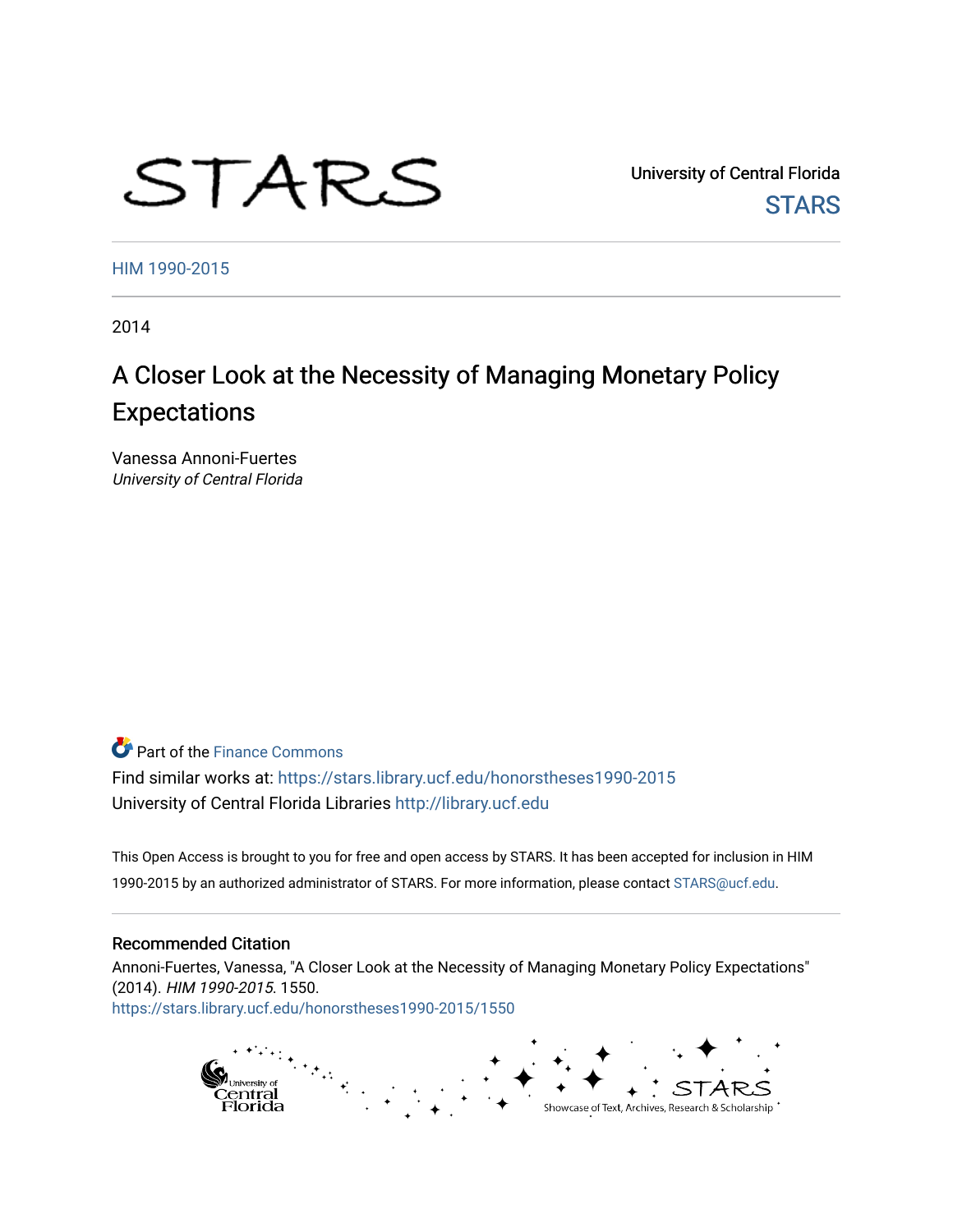STARS

University of Central Florida
STARS

HIM 1990-2015

2014

# A Closer Look at the Necessity of Managing Monetary Policy Expectations

Vanessa Annoni-Fuertes
*University of Central Florida*

Part of the Finance Commons

Find similar works at: https://stars.library.ucf.edu/honorstheses1990-2015
University of Central Florida Libraries http://library.ucf.edu

This Open Access is brought to you for free and open access by STARS. It has been accepted for inclusion in HIM 1990-2015 by an authorized administrator of STARS. For more information, please contact STARS@ucf.edu.

## Recommended Citation

Annoni-Fuertes, Vanessa, "A Closer Look at the Necessity of Managing Monetary Policy Expectations" (2014). *HIM 1990-2015*. 1550.
https://stars.library.ucf.edu/honorstheses1990-2015/1550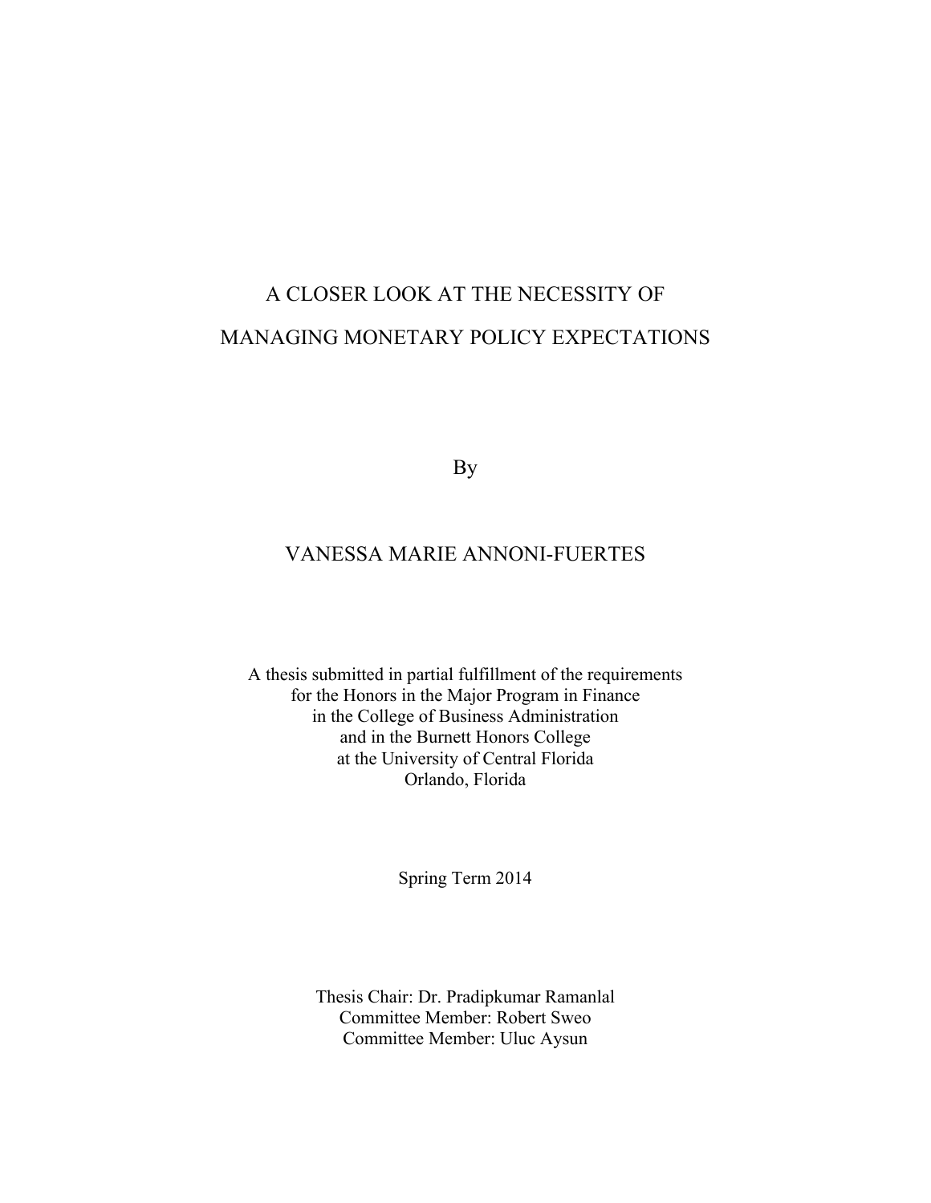# A CLOSER LOOK AT THE NECESSITY OF MANAGING MONETARY POLICY EXPECTATIONS

By

VANESSA MARIE ANNONI-FUERTES

A thesis submitted in partial fulfillment of the requirements
for the Honors in the Major Program in Finance
in the College of Business Administration
and in the Burnett Honors College
at the University of Central Florida
Orlando, Florida

Spring Term 2014

Thesis Chair: Dr. Pradipkumar Ramanlal
Committee Member: Robert Sweo
Committee Member: Uluc Aysun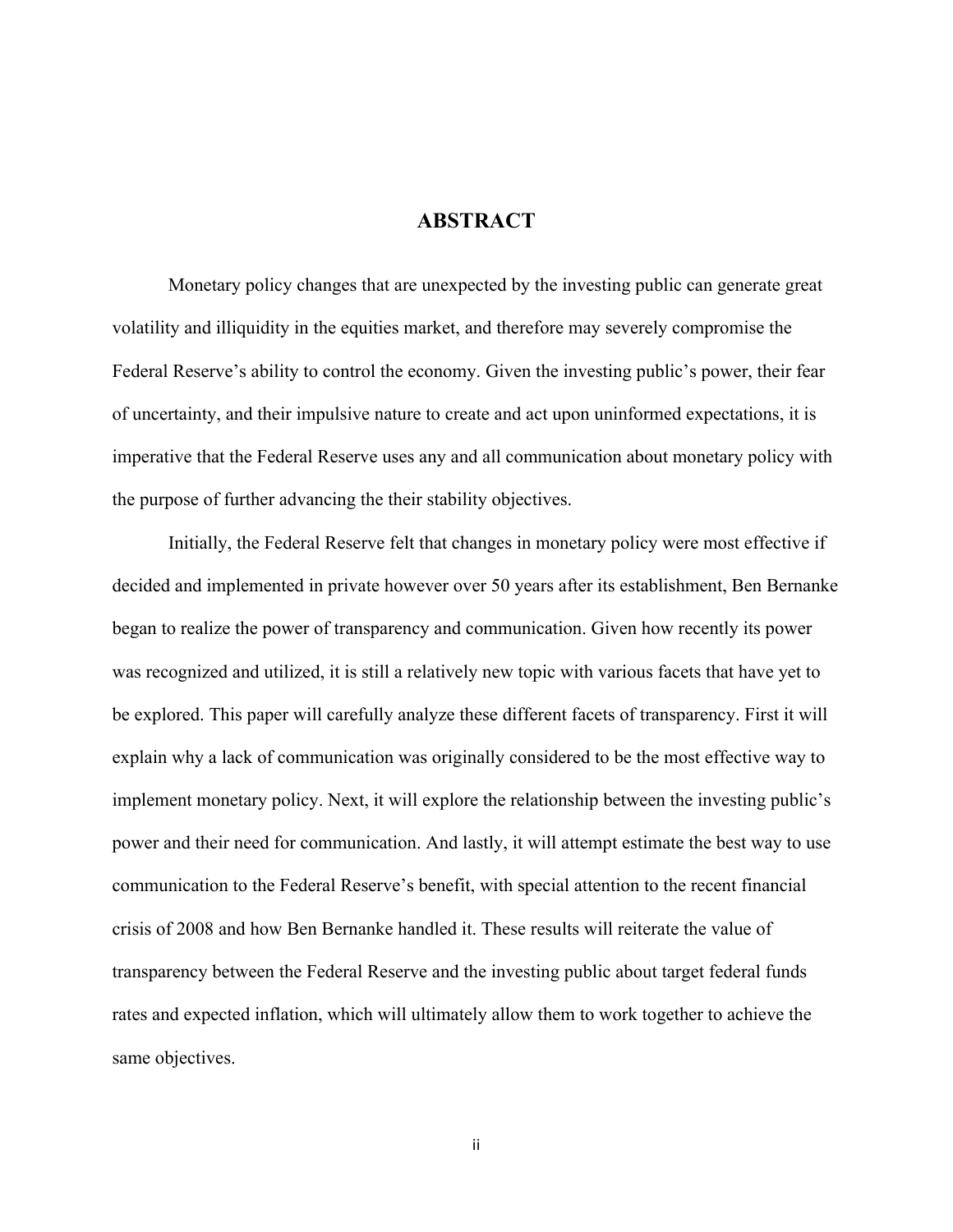# ABSTRACT

Monetary policy changes that are unexpected by the investing public can generate great volatility and illiquidity in the equities market, and therefore may severely compromise the Federal Reserve's ability to control the economy. Given the investing public's power, their fear of uncertainty, and their impulsive nature to create and act upon uninformed expectations, it is imperative that the Federal Reserve uses any and all communication about monetary policy with the purpose of further advancing the their stability objectives.

Initially, the Federal Reserve felt that changes in monetary policy were most effective if decided and implemented in private however over 50 years after its establishment, Ben Bernanke began to realize the power of transparency and communication. Given how recently its power was recognized and utilized, it is still a relatively new topic with various facets that have yet to be explored. This paper will carefully analyze these different facets of transparency. First it will explain why a lack of communication was originally considered to be the most effective way to implement monetary policy. Next, it will explore the relationship between the investing public's power and their need for communication. And lastly, it will attempt estimate the best way to use communication to the Federal Reserve's benefit, with special attention to the recent financial crisis of 2008 and how Ben Bernanke handled it. These results will reiterate the value of transparency between the Federal Reserve and the investing public about target federal funds rates and expected inflation, which will ultimately allow them to work together to achieve the same objectives.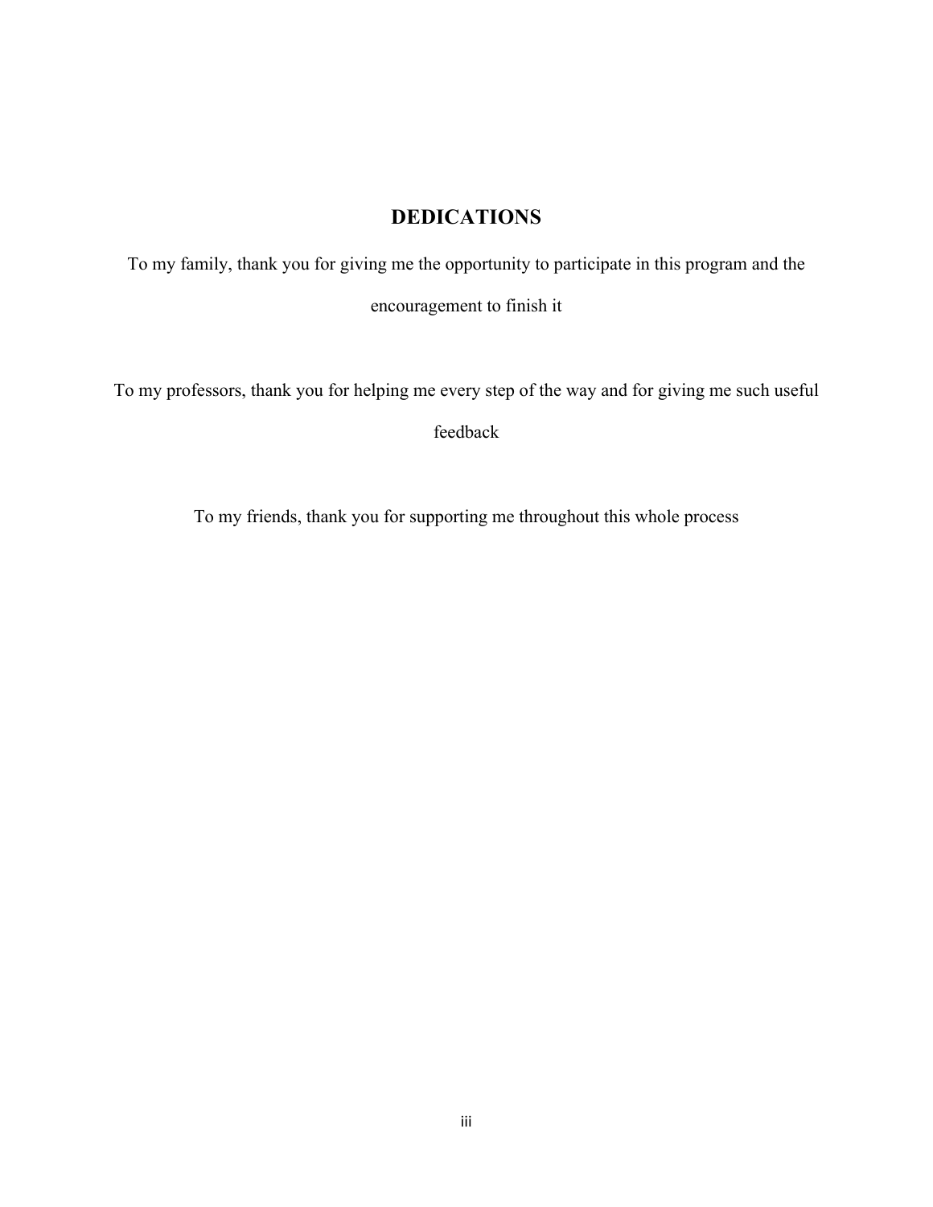## DEDICATIONS

To my family, thank you for giving me the opportunity to participate in this program and the encouragement to finish it

To my professors, thank you for helping me every step of the way and for giving me such useful feedback

To my friends, thank you for supporting me throughout this whole process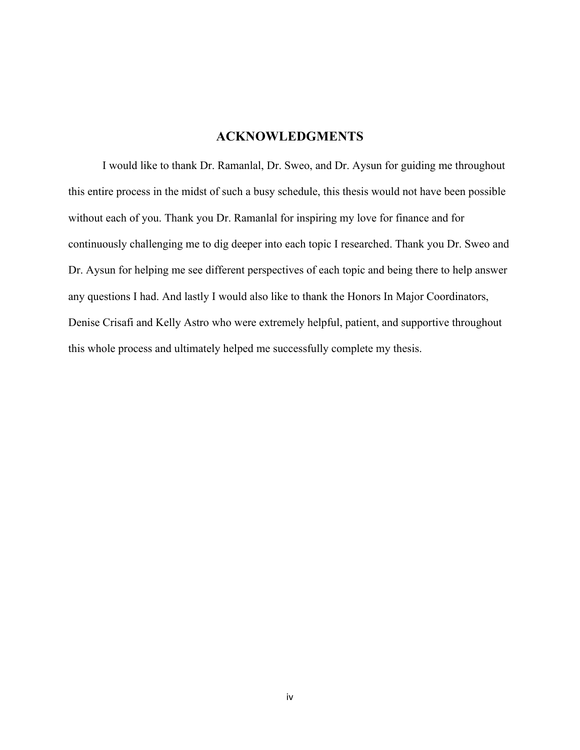## ACKNOWLEDGMENTS

I would like to thank Dr. Ramanlal, Dr. Sweo, and Dr. Aysun for guiding me throughout this entire process in the midst of such a busy schedule, this thesis would not have been possible without each of you. Thank you Dr. Ramanlal for inspiring my love for finance and for continuously challenging me to dig deeper into each topic I researched. Thank you Dr. Sweo and Dr. Aysun for helping me see different perspectives of each topic and being there to help answer any questions I had. And lastly I would also like to thank the Honors In Major Coordinators, Denise Crisafi and Kelly Astro who were extremely helpful, patient, and supportive throughout this whole process and ultimately helped me successfully complete my thesis.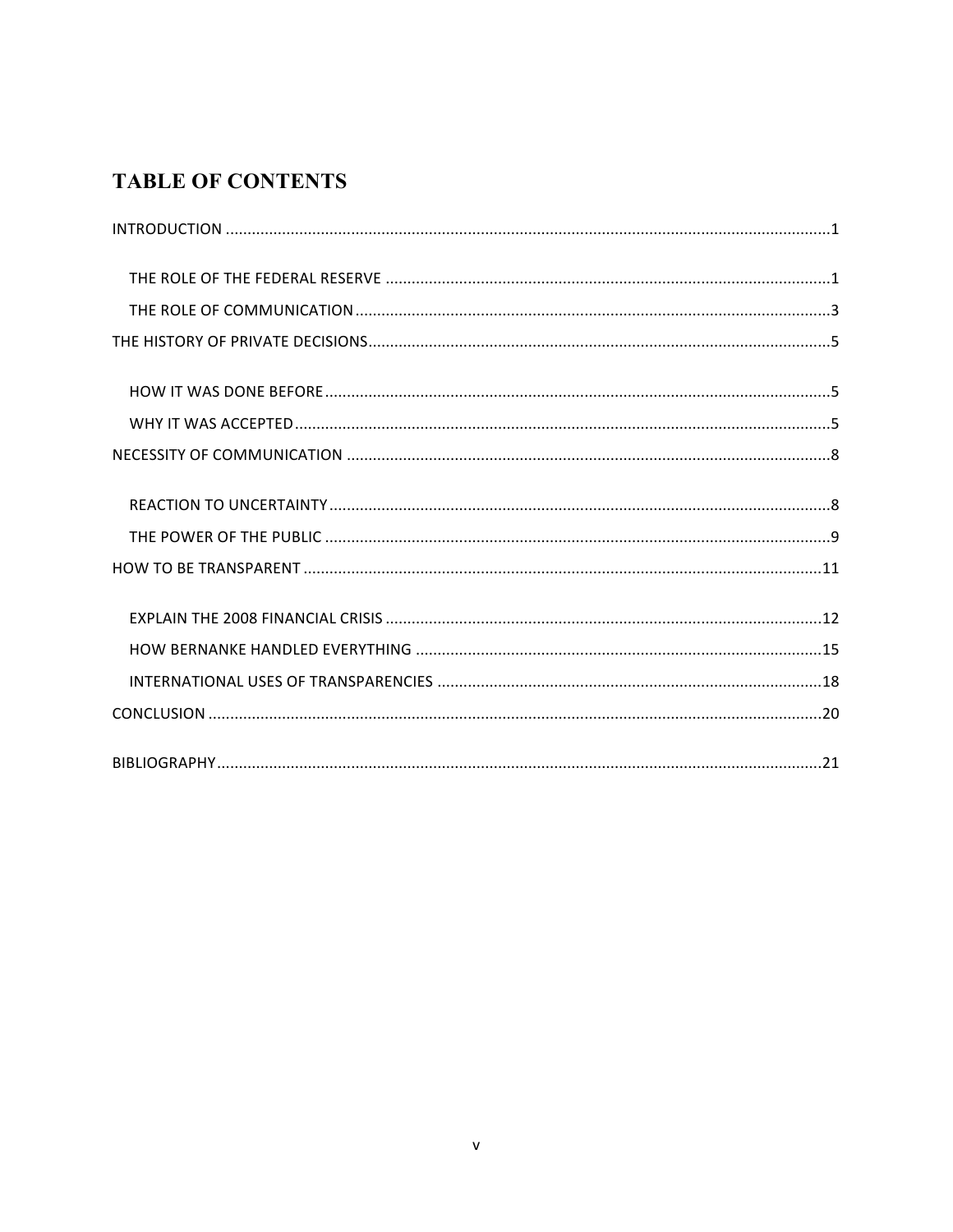# TABLE OF CONTENTS

INTRODUCTION ........................................................................................................................................1

- THE ROLE OF THE FEDERAL RESERVE ....................................................................................................1
- THE ROLE OF COMMUNICATION ............................................................................................................3

THE HISTORY OF PRIVATE DECISIONS.........................................................................................................5

- HOW IT WAS DONE BEFORE ...................................................................................................................5
- WHY IT WAS ACCEPTED ..........................................................................................................................5

NECESSITY OF COMMUNICATION ..............................................................................................................8

- REACTION TO UNCERTAINTY ..................................................................................................................8
- THE POWER OF THE PUBLIC ...................................................................................................................9

HOW TO BE TRANSPARENT .......................................................................................................................11

- EXPLAIN THE 2008 FINANCIAL CRISIS ...................................................................................................12
- HOW BERNANKE HANDLED EVERYTHING ............................................................................................15
- INTERNATIONAL USES OF TRANSPARENCIES .......................................................................................18

CONCLUSION ...........................................................................................................................................20

BIBLIOGRAPHY .........................................................................................................................................21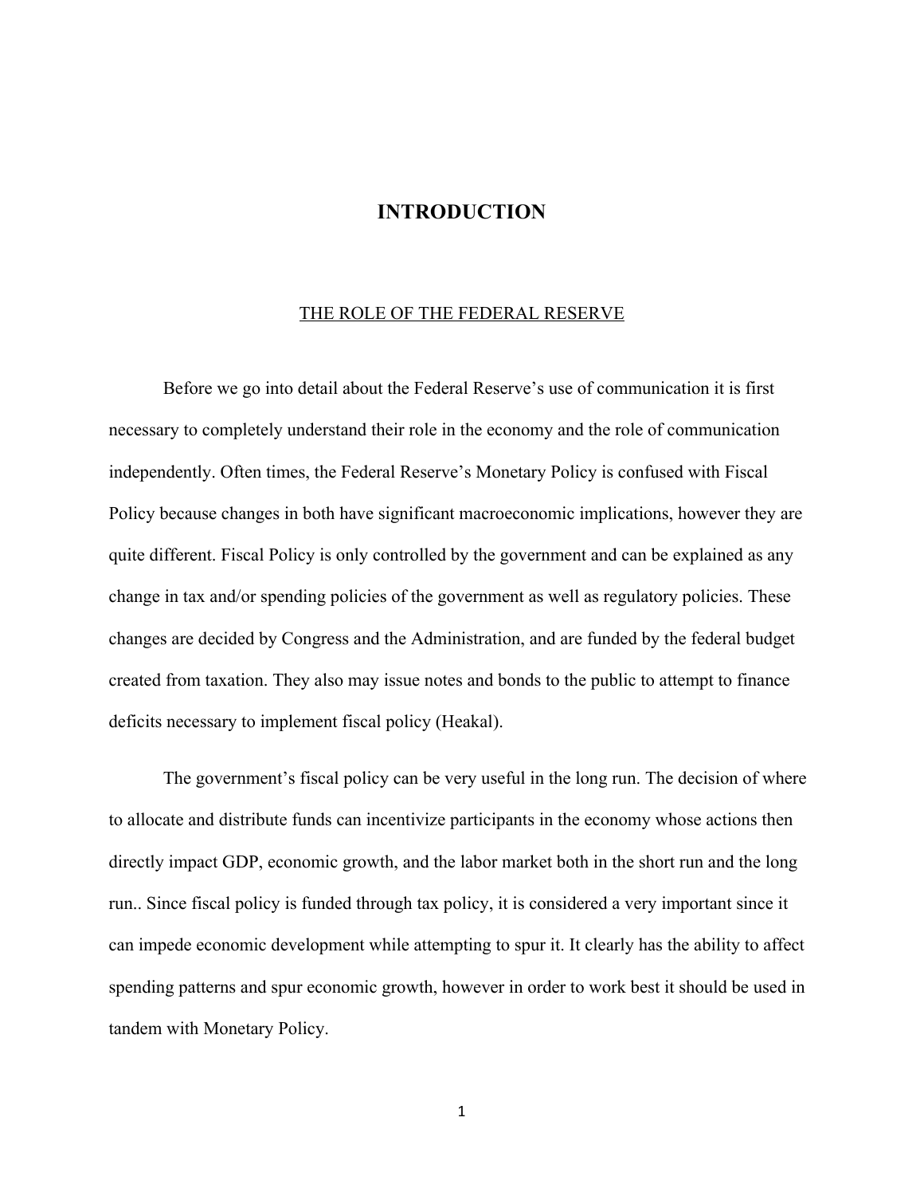# INTRODUCTION

## THE ROLE OF THE FEDERAL RESERVE

Before we go into detail about the Federal Reserve's use of communication it is first necessary to completely understand their role in the economy and the role of communication independently. Often times, the Federal Reserve's Monetary Policy is confused with Fiscal Policy because changes in both have significant macroeconomic implications, however they are quite different. Fiscal Policy is only controlled by the government and can be explained as any change in tax and/or spending policies of the government as well as regulatory policies. These changes are decided by Congress and the Administration, and are funded by the federal budget created from taxation. They also may issue notes and bonds to the public to attempt to finance deficits necessary to implement fiscal policy (Heakal).

The government's fiscal policy can be very useful in the long run. The decision of where to allocate and distribute funds can incentivize participants in the economy whose actions then directly impact GDP, economic growth, and the labor market both in the short run and the long run.. Since fiscal policy is funded through tax policy, it is considered a very important since it can impede economic development while attempting to spur it. It clearly has the ability to affect spending patterns and spur economic growth, however in order to work best it should be used in tandem with Monetary Policy.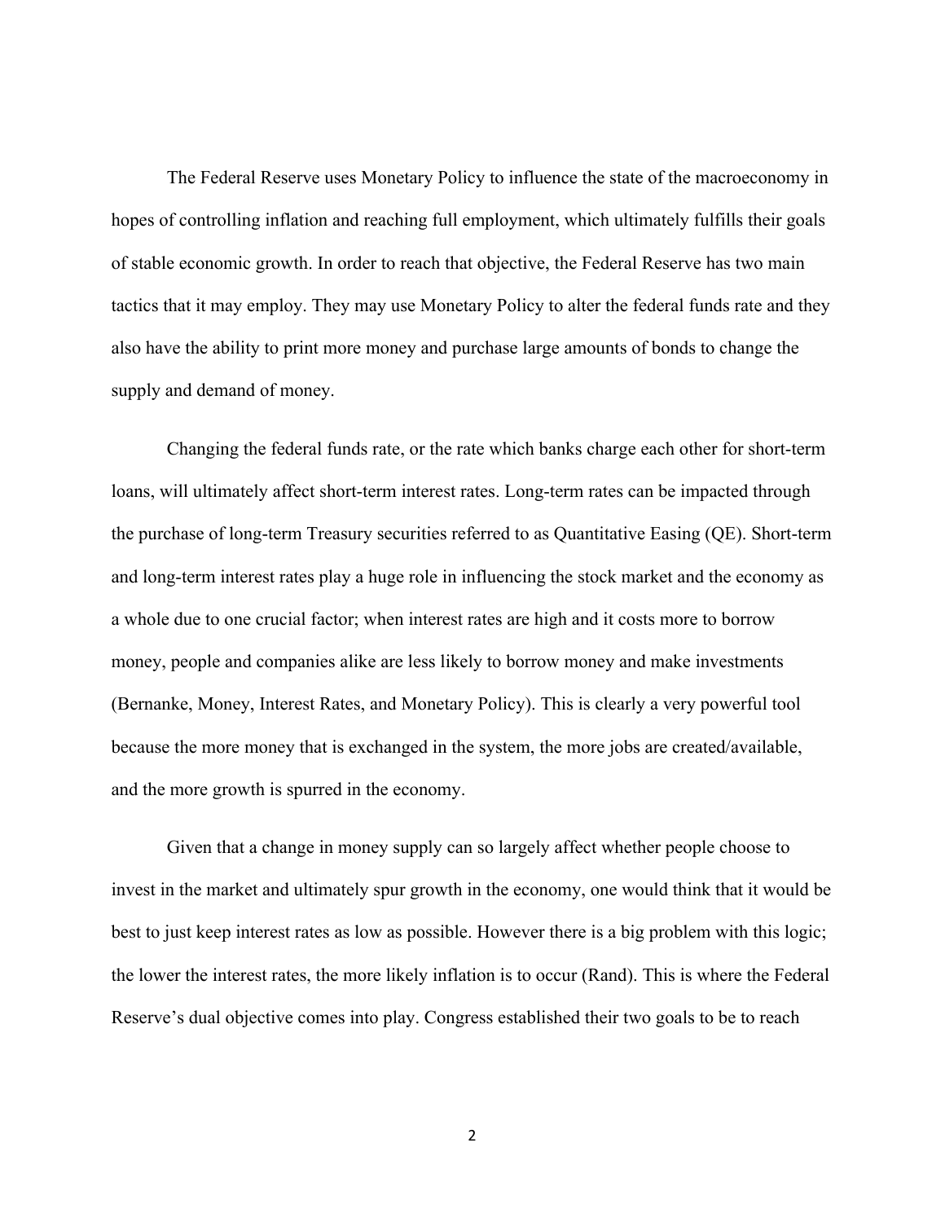The Federal Reserve uses Monetary Policy to influence the state of the macroeconomy in hopes of controlling inflation and reaching full employment, which ultimately fulfills their goals of stable economic growth. In order to reach that objective, the Federal Reserve has two main tactics that it may employ. They may use Monetary Policy to alter the federal funds rate and they also have the ability to print more money and purchase large amounts of bonds to change the supply and demand of money.

Changing the federal funds rate, or the rate which banks charge each other for short-term loans, will ultimately affect short-term interest rates. Long-term rates can be impacted through the purchase of long-term Treasury securities referred to as Quantitative Easing (QE). Short-term and long-term interest rates play a huge role in influencing the stock market and the economy as a whole due to one crucial factor; when interest rates are high and it costs more to borrow money, people and companies alike are less likely to borrow money and make investments (Bernanke, Money, Interest Rates, and Monetary Policy). This is clearly a very powerful tool because the more money that is exchanged in the system, the more jobs are created/available, and the more growth is spurred in the economy.

Given that a change in money supply can so largely affect whether people choose to invest in the market and ultimately spur growth in the economy, one would think that it would be best to just keep interest rates as low as possible. However there is a big problem with this logic; the lower the interest rates, the more likely inflation is to occur (Rand). This is where the Federal Reserve's dual objective comes into play. Congress established their two goals to be to reach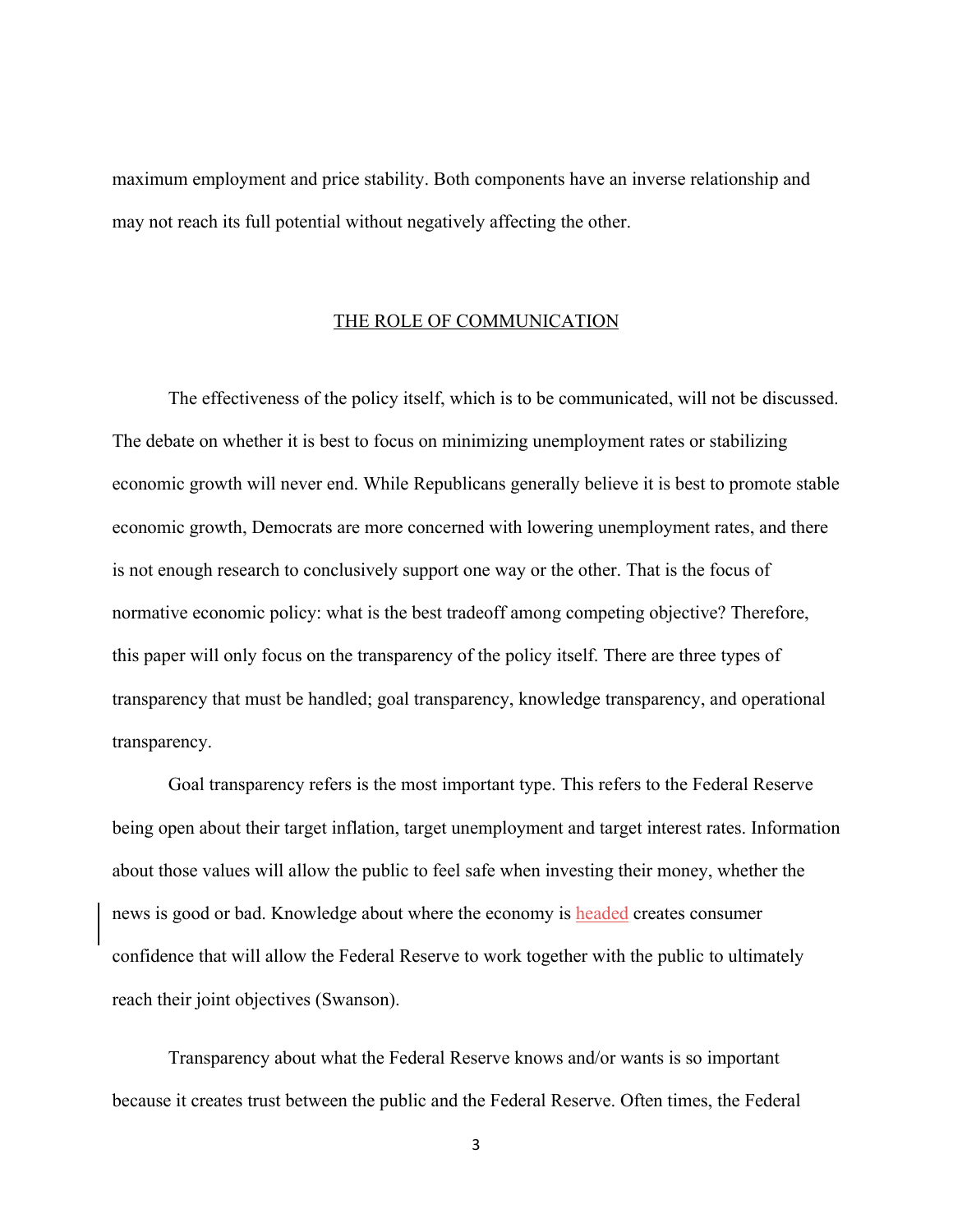maximum employment and price stability. Both components have an inverse relationship and may not reach its full potential without negatively affecting the other.

## THE ROLE OF COMMUNICATION

The effectiveness of the policy itself, which is to be communicated, will not be discussed. The debate on whether it is best to focus on minimizing unemployment rates or stabilizing economic growth will never end. While Republicans generally believe it is best to promote stable economic growth, Democrats are more concerned with lowering unemployment rates, and there is not enough research to conclusively support one way or the other. That is the focus of normative economic policy: what is the best tradeoff among competing objective? Therefore, this paper will only focus on the transparency of the policy itself. There are three types of transparency that must be handled; goal transparency, knowledge transparency, and operational transparency.

Goal transparency refers is the most important type. This refers to the Federal Reserve being open about their target inflation, target unemployment and target interest rates. Information about those values will allow the public to feel safe when investing their money, whether the news is good or bad. Knowledge about where the economy is headed creates consumer confidence that will allow the Federal Reserve to work together with the public to ultimately reach their joint objectives (Swanson).

Transparency about what the Federal Reserve knows and/or wants is so important because it creates trust between the public and the Federal Reserve. Often times, the Federal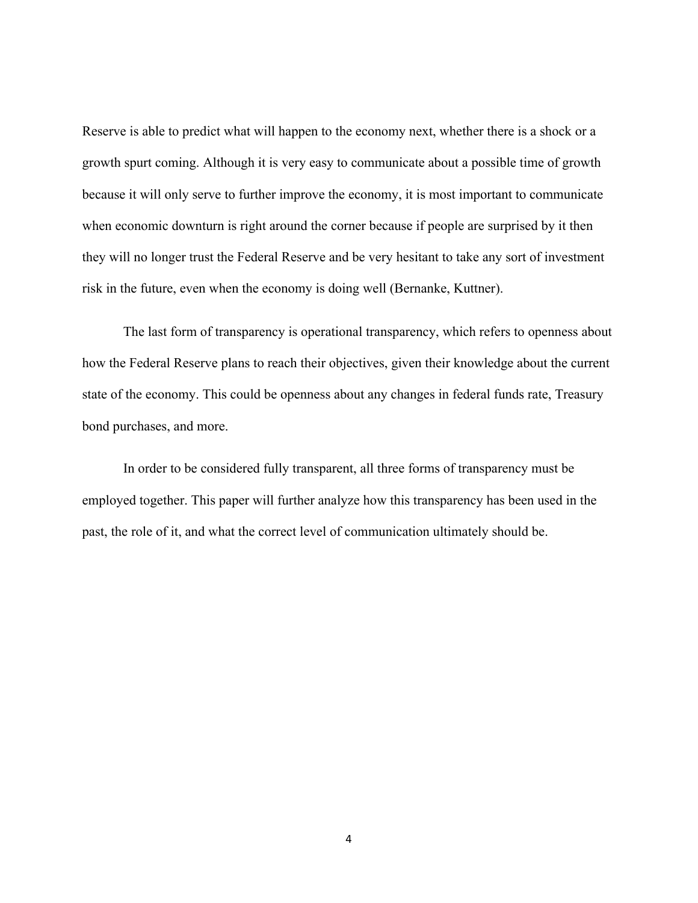Reserve is able to predict what will happen to the economy next, whether there is a shock or a growth spurt coming. Although it is very easy to communicate about a possible time of growth because it will only serve to further improve the economy, it is most important to communicate when economic downturn is right around the corner because if people are surprised by it then they will no longer trust the Federal Reserve and be very hesitant to take any sort of investment risk in the future, even when the economy is doing well (Bernanke, Kuttner).

The last form of transparency is operational transparency, which refers to openness about how the Federal Reserve plans to reach their objectives, given their knowledge about the current state of the economy. This could be openness about any changes in federal funds rate, Treasury bond purchases, and more.

In order to be considered fully transparent, all three forms of transparency must be employed together. This paper will further analyze how this transparency has been used in the past, the role of it, and what the correct level of communication ultimately should be.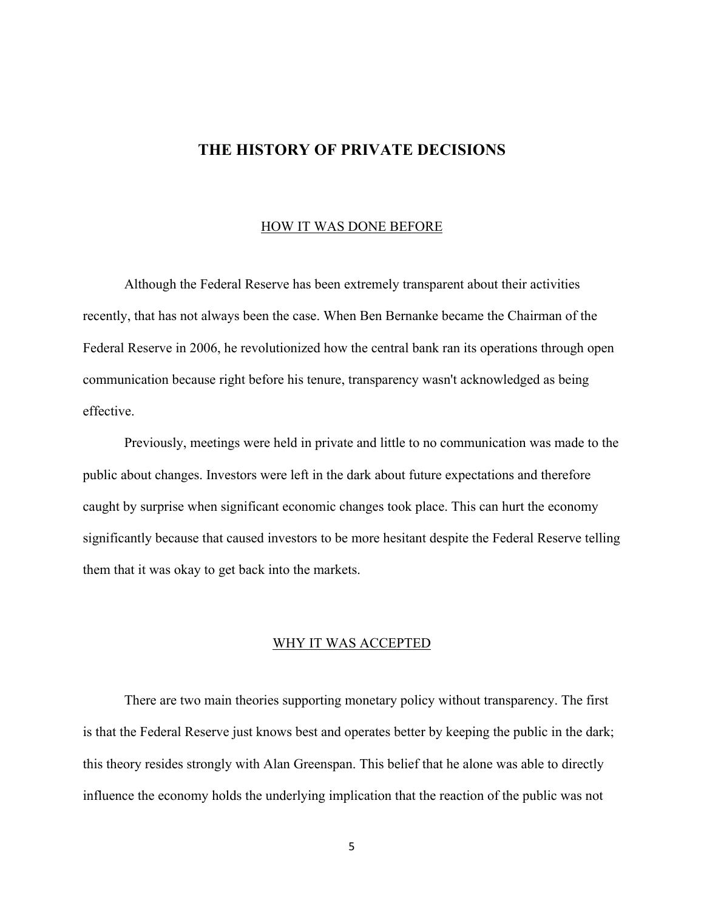# THE HISTORY OF PRIVATE DECISIONS

## HOW IT WAS DONE BEFORE

Although the Federal Reserve has been extremely transparent about their activities recently, that has not always been the case. When Ben Bernanke became the Chairman of the Federal Reserve in 2006, he revolutionized how the central bank ran its operations through open communication because right before his tenure, transparency wasn't acknowledged as being effective.

Previously, meetings were held in private and little to no communication was made to the public about changes. Investors were left in the dark about future expectations and therefore caught by surprise when significant economic changes took place. This can hurt the economy significantly because that caused investors to be more hesitant despite the Federal Reserve telling them that it was okay to get back into the markets.

## WHY IT WAS ACCEPTED

There are two main theories supporting monetary policy without transparency. The first is that the Federal Reserve just knows best and operates better by keeping the public in the dark; this theory resides strongly with Alan Greenspan. This belief that he alone was able to directly influence the economy holds the underlying implication that the reaction of the public was not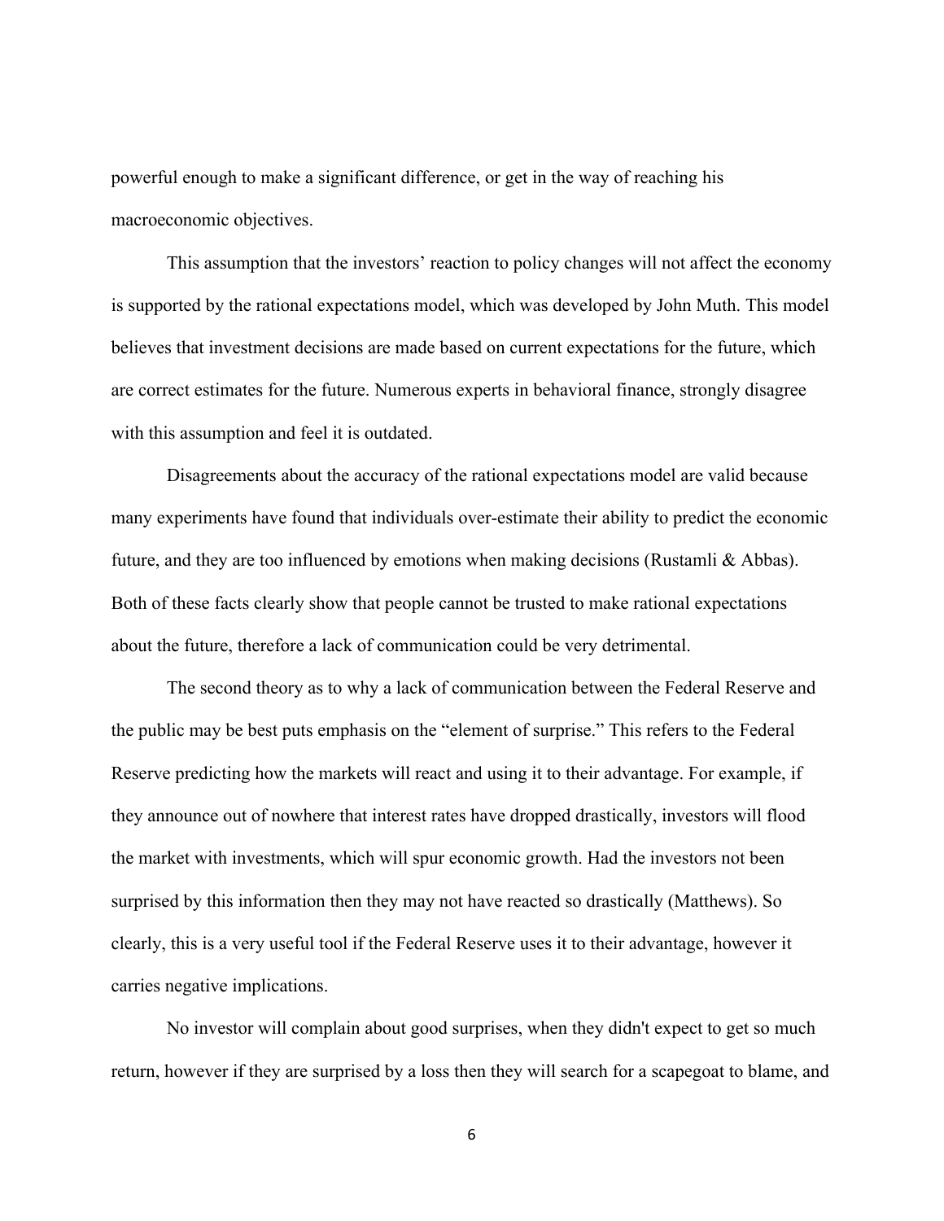powerful enough to make a significant difference, or get in the way of reaching his macroeconomic objectives.

This assumption that the investors' reaction to policy changes will not affect the economy is supported by the rational expectations model, which was developed by John Muth. This model believes that investment decisions are made based on current expectations for the future, which are correct estimates for the future. Numerous experts in behavioral finance, strongly disagree with this assumption and feel it is outdated.

Disagreements about the accuracy of the rational expectations model are valid because many experiments have found that individuals over-estimate their ability to predict the economic future, and they are too influenced by emotions when making decisions (Rustamli & Abbas). Both of these facts clearly show that people cannot be trusted to make rational expectations about the future, therefore a lack of communication could be very detrimental.

The second theory as to why a lack of communication between the Federal Reserve and the public may be best puts emphasis on the "element of surprise." This refers to the Federal Reserve predicting how the markets will react and using it to their advantage. For example, if they announce out of nowhere that interest rates have dropped drastically, investors will flood the market with investments, which will spur economic growth. Had the investors not been surprised by this information then they may not have reacted so drastically (Matthews). So clearly, this is a very useful tool if the Federal Reserve uses it to their advantage, however it carries negative implications.

No investor will complain about good surprises, when they didn't expect to get so much return, however if they are surprised by a loss then they will search for a scapegoat to blame, and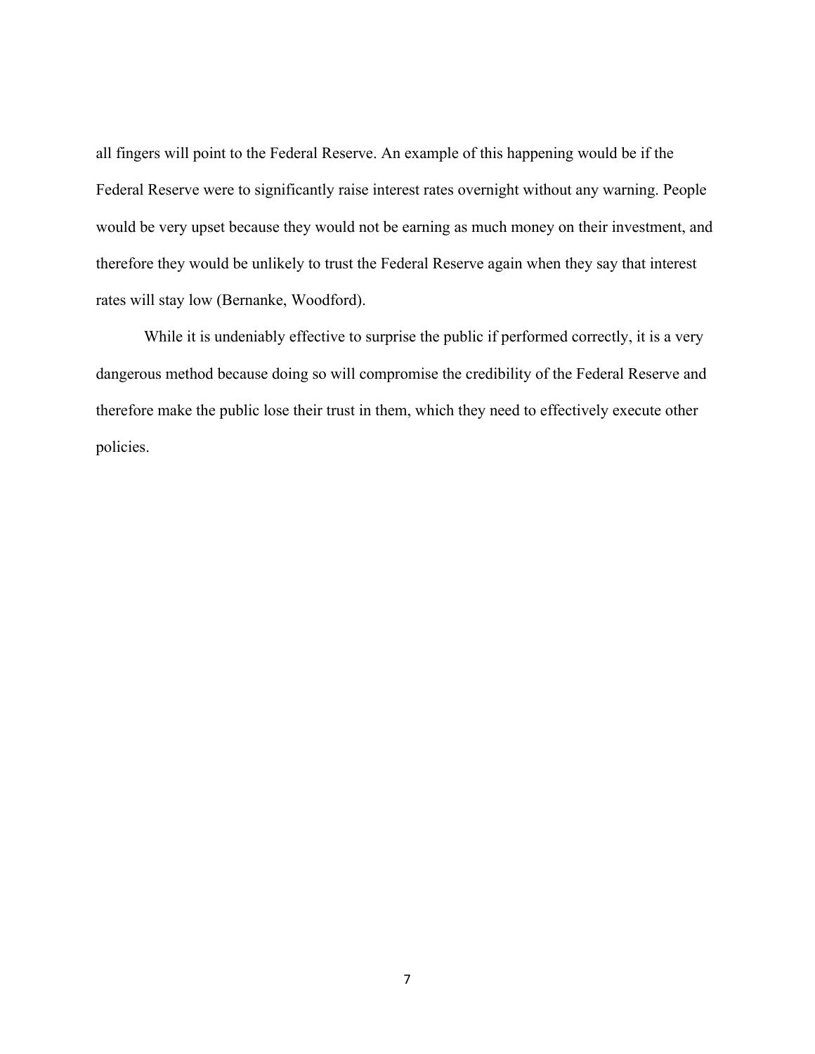all fingers will point to the Federal Reserve. An example of this happening would be if the Federal Reserve were to significantly raise interest rates overnight without any warning. People would be very upset because they would not be earning as much money on their investment, and therefore they would be unlikely to trust the Federal Reserve again when they say that interest rates will stay low (Bernanke, Woodford).

While it is undeniably effective to surprise the public if performed correctly, it is a very dangerous method because doing so will compromise the credibility of the Federal Reserve and therefore make the public lose their trust in them, which they need to effectively execute other policies.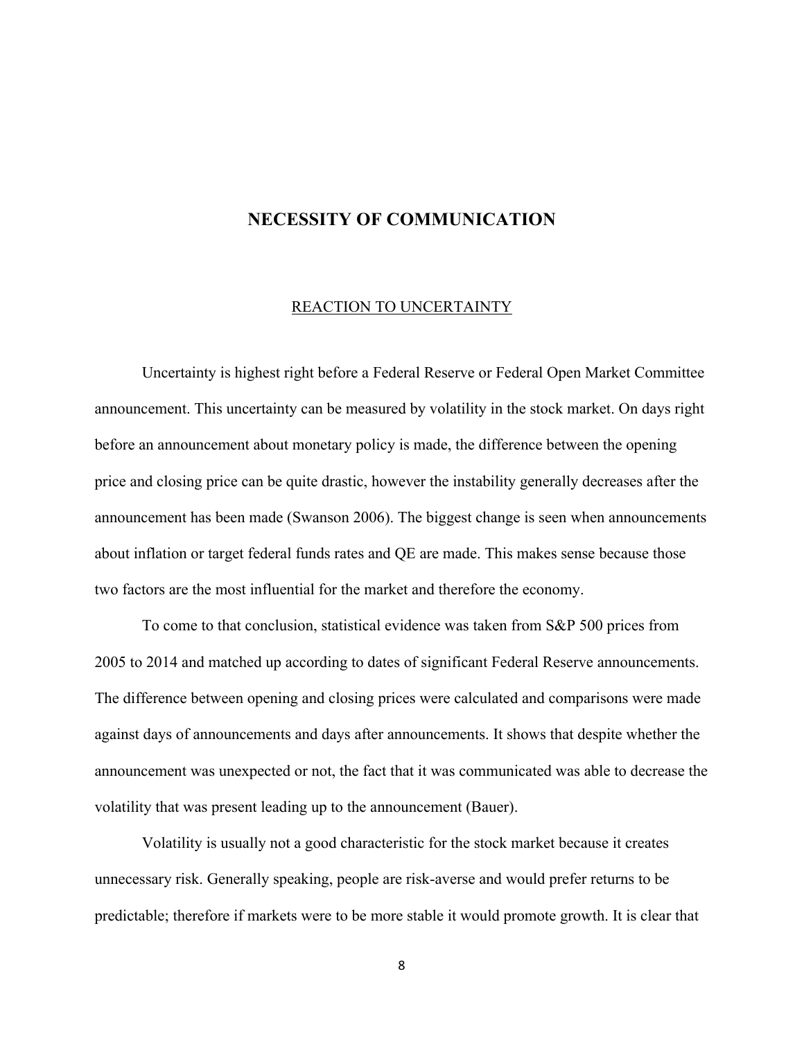# NECESSITY OF COMMUNICATION

## REACTION TO UNCERTAINTY

Uncertainty is highest right before a Federal Reserve or Federal Open Market Committee announcement. This uncertainty can be measured by volatility in the stock market. On days right before an announcement about monetary policy is made, the difference between the opening price and closing price can be quite drastic, however the instability generally decreases after the announcement has been made (Swanson 2006). The biggest change is seen when announcements about inflation or target federal funds rates and QE are made. This makes sense because those two factors are the most influential for the market and therefore the economy.

To come to that conclusion, statistical evidence was taken from S&P 500 prices from 2005 to 2014 and matched up according to dates of significant Federal Reserve announcements. The difference between opening and closing prices were calculated and comparisons were made against days of announcements and days after announcements. It shows that despite whether the announcement was unexpected or not, the fact that it was communicated was able to decrease the volatility that was present leading up to the announcement (Bauer).

Volatility is usually not a good characteristic for the stock market because it creates unnecessary risk. Generally speaking, people are risk-averse and would prefer returns to be predictable; therefore if markets were to be more stable it would promote growth. It is clear that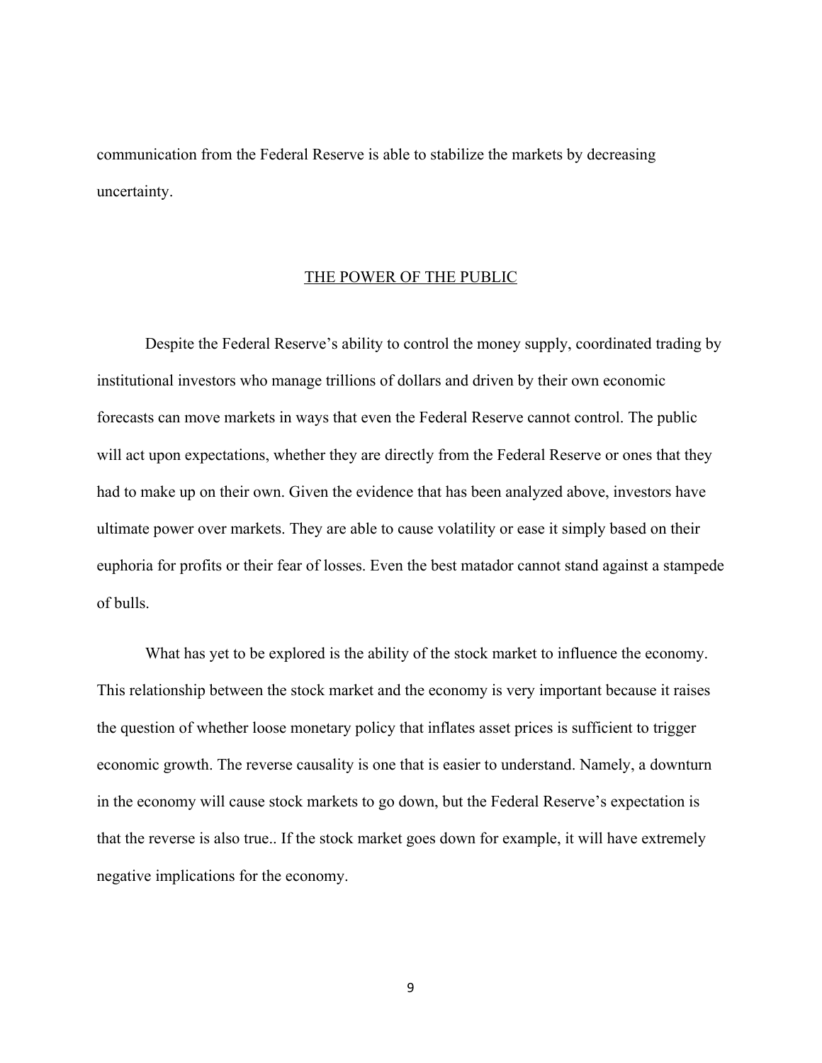communication from the Federal Reserve is able to stabilize the markets by decreasing uncertainty.

## THE POWER OF THE PUBLIC

Despite the Federal Reserve's ability to control the money supply, coordinated trading by institutional investors who manage trillions of dollars and driven by their own economic forecasts can move markets in ways that even the Federal Reserve cannot control. The public will act upon expectations, whether they are directly from the Federal Reserve or ones that they had to make up on their own. Given the evidence that has been analyzed above, investors have ultimate power over markets. They are able to cause volatility or ease it simply based on their euphoria for profits or their fear of losses. Even the best matador cannot stand against a stampede of bulls.

What has yet to be explored is the ability of the stock market to influence the economy. This relationship between the stock market and the economy is very important because it raises the question of whether loose monetary policy that inflates asset prices is sufficient to trigger economic growth. The reverse causality is one that is easier to understand. Namely, a downturn in the economy will cause stock markets to go down, but the Federal Reserve's expectation is that the reverse is also true.. If the stock market goes down for example, it will have extremely negative implications for the economy.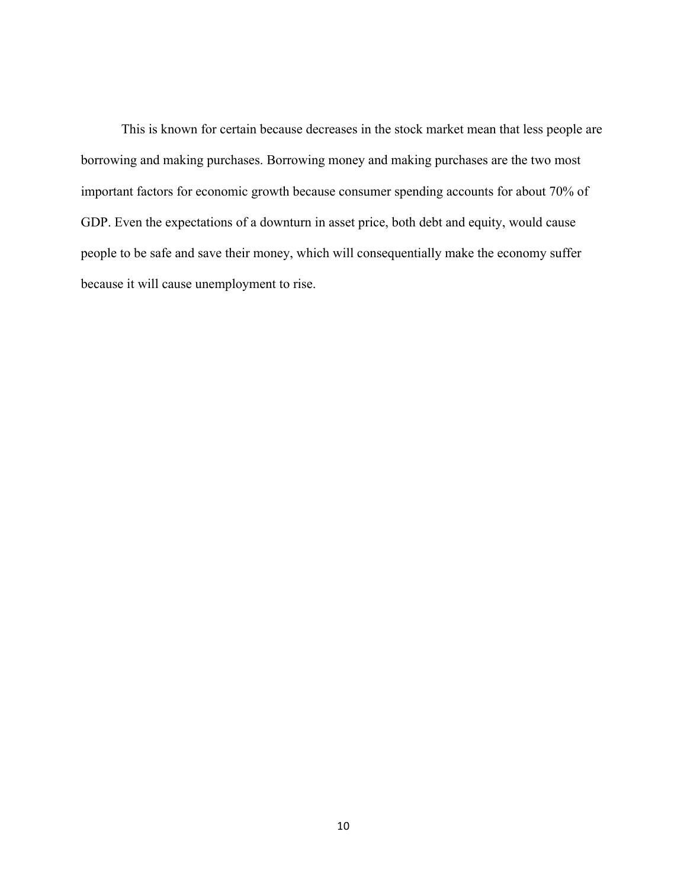This is known for certain because decreases in the stock market mean that less people are borrowing and making purchases. Borrowing money and making purchases are the two most important factors for economic growth because consumer spending accounts for about 70% of GDP. Even the expectations of a downturn in asset price, both debt and equity, would cause people to be safe and save their money, which will consequentially make the economy suffer because it will cause unemployment to rise.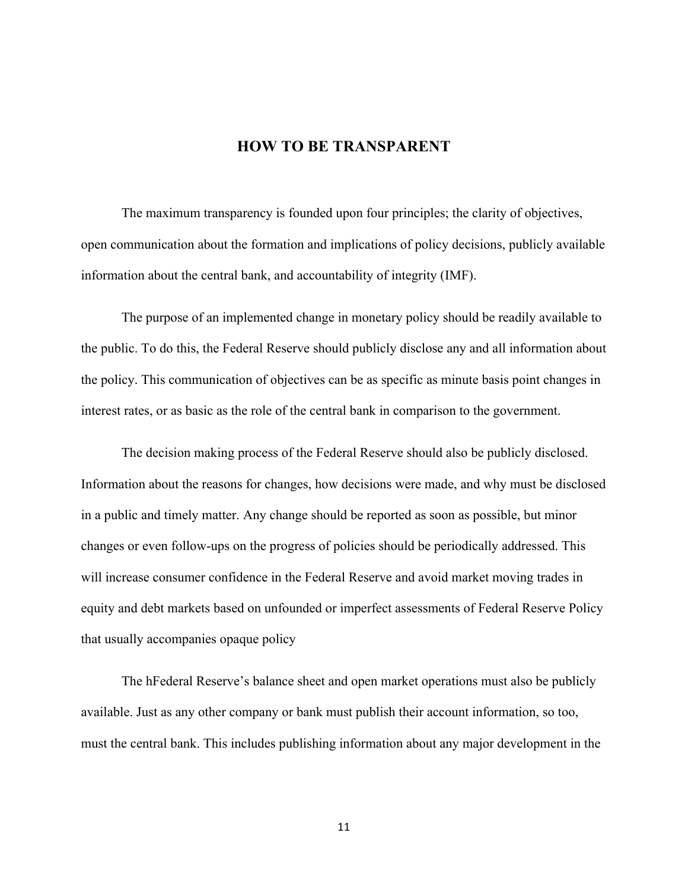## HOW TO BE TRANSPARENT

The maximum transparency is founded upon four principles; the clarity of objectives, open communication about the formation and implications of policy decisions, publicly available information about the central bank, and accountability of integrity (IMF).

The purpose of an implemented change in monetary policy should be readily available to the public. To do this, the Federal Reserve should publicly disclose any and all information about the policy. This communication of objectives can be as specific as minute basis point changes in interest rates, or as basic as the role of the central bank in comparison to the government.

The decision making process of the Federal Reserve should also be publicly disclosed. Information about the reasons for changes, how decisions were made, and why must be disclosed in a public and timely matter. Any change should be reported as soon as possible, but minor changes or even follow-ups on the progress of policies should be periodically addressed. This will increase consumer confidence in the Federal Reserve and avoid market moving trades in equity and debt markets based on unfounded or imperfect assessments of Federal Reserve Policy that usually accompanies opaque policy

The hFederal Reserve's balance sheet and open market operations must also be publicly available. Just as any other company or bank must publish their account information, so too, must the central bank. This includes publishing information about any major development in the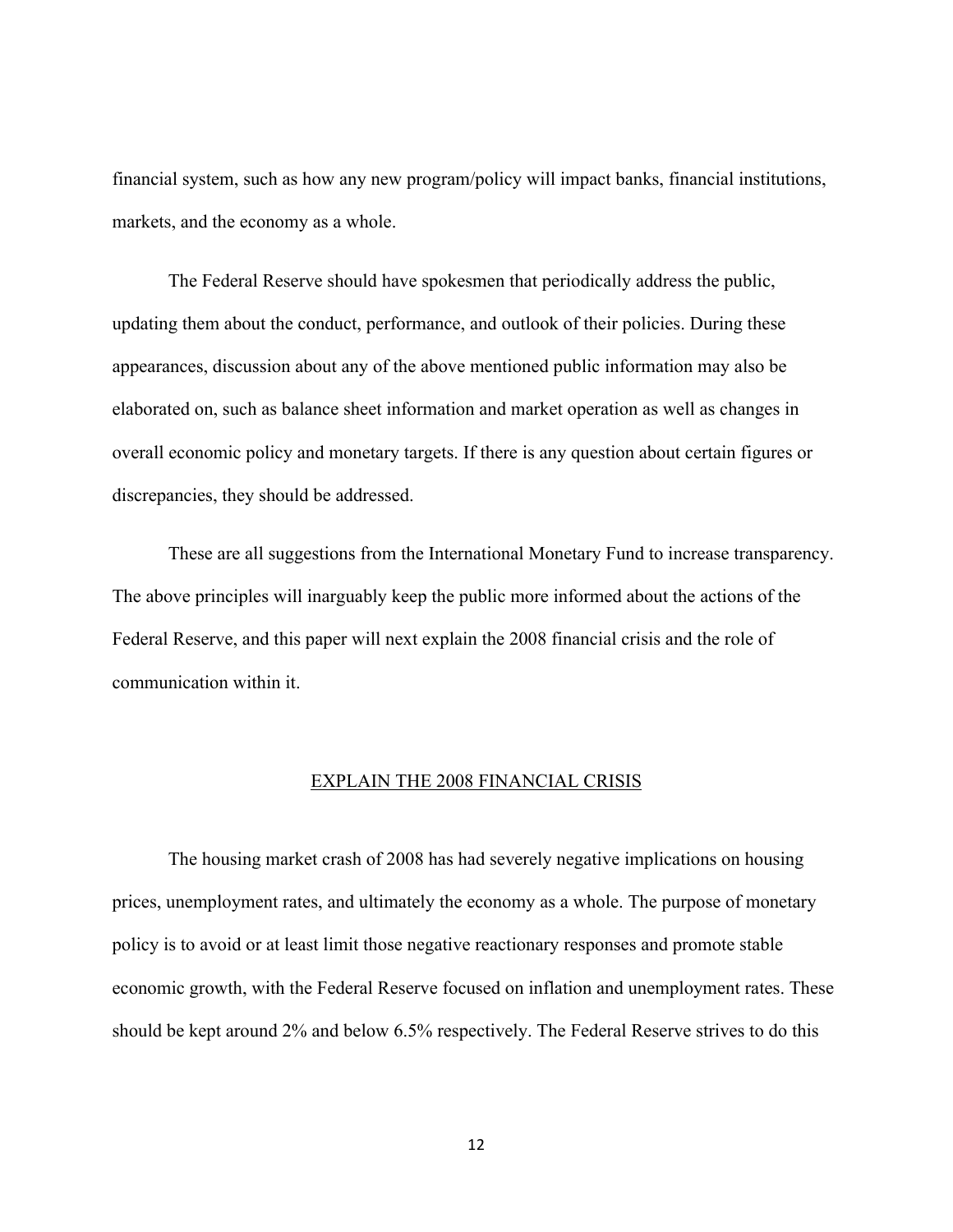financial system, such as how any new program/policy will impact banks, financial institutions, markets, and the economy as a whole.

The Federal Reserve should have spokesmen that periodically address the public, updating them about the conduct, performance, and outlook of their policies. During these appearances, discussion about any of the above mentioned public information may also be elaborated on, such as balance sheet information and market operation as well as changes in overall economic policy and monetary targets. If there is any question about certain figures or discrepancies, they should be addressed.

These are all suggestions from the International Monetary Fund to increase transparency. The above principles will inarguably keep the public more informed about the actions of the Federal Reserve, and this paper will next explain the 2008 financial crisis and the role of communication within it.

## EXPLAIN THE 2008 FINANCIAL CRISIS

The housing market crash of 2008 has had severely negative implications on housing prices, unemployment rates, and ultimately the economy as a whole. The purpose of monetary policy is to avoid or at least limit those negative reactionary responses and promote stable economic growth, with the Federal Reserve focused on inflation and unemployment rates. These should be kept around 2% and below 6.5% respectively. The Federal Reserve strives to do this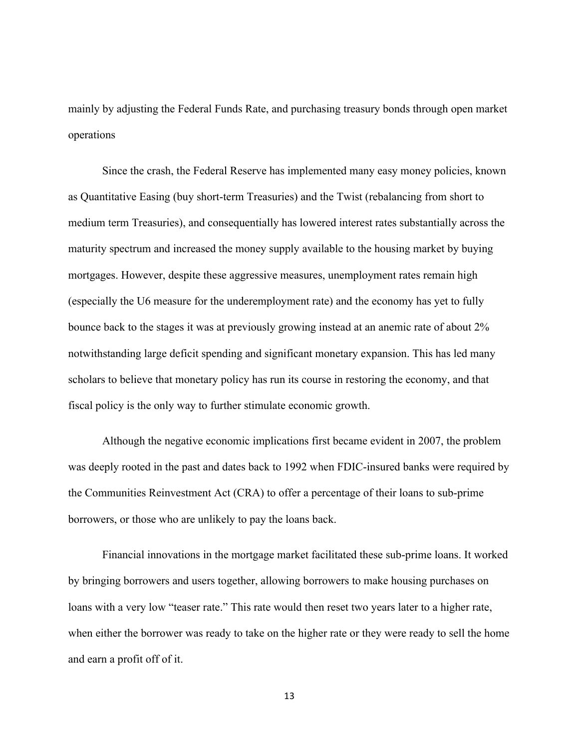mainly by adjusting the Federal Funds Rate, and purchasing treasury bonds through open market operations

Since the crash, the Federal Reserve has implemented many easy money policies, known as Quantitative Easing (buy short-term Treasuries) and the Twist (rebalancing from short to medium term Treasuries), and consequentially has lowered interest rates substantially across the maturity spectrum and increased the money supply available to the housing market by buying mortgages. However, despite these aggressive measures, unemployment rates remain high (especially the U6 measure for the underemployment rate) and the economy has yet to fully bounce back to the stages it was at previously growing instead at an anemic rate of about 2% notwithstanding large deficit spending and significant monetary expansion. This has led many scholars to believe that monetary policy has run its course in restoring the economy, and that fiscal policy is the only way to further stimulate economic growth.

Although the negative economic implications first became evident in 2007, the problem was deeply rooted in the past and dates back to 1992 when FDIC-insured banks were required by the Communities Reinvestment Act (CRA) to offer a percentage of their loans to sub-prime borrowers, or those who are unlikely to pay the loans back.

Financial innovations in the mortgage market facilitated these sub-prime loans. It worked by bringing borrowers and users together, allowing borrowers to make housing purchases on loans with a very low "teaser rate." This rate would then reset two years later to a higher rate, when either the borrower was ready to take on the higher rate or they were ready to sell the home and earn a profit off of it.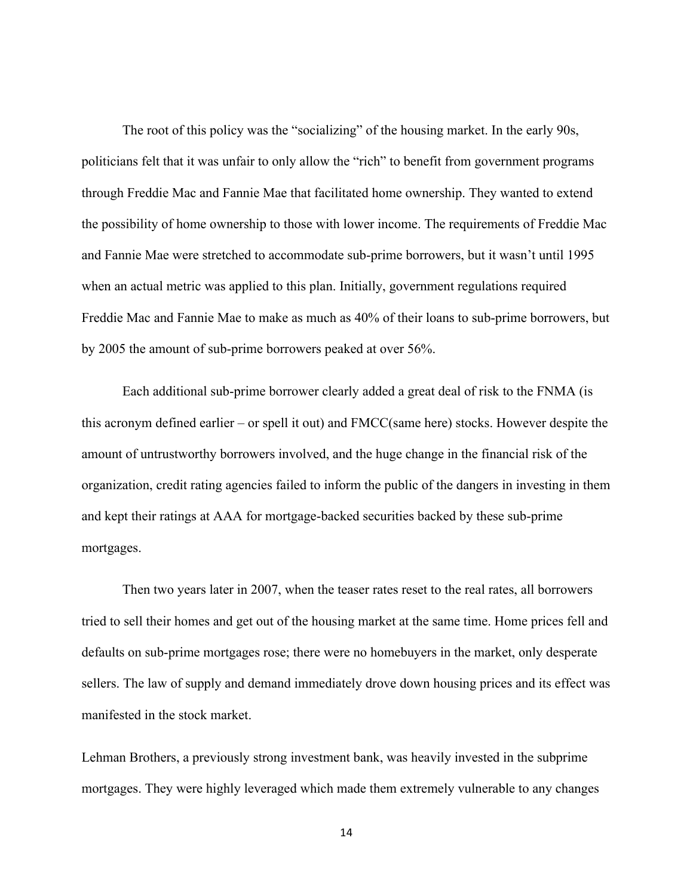The root of this policy was the "socializing" of the housing market. In the early 90s, politicians felt that it was unfair to only allow the "rich" to benefit from government programs through Freddie Mac and Fannie Mae that facilitated home ownership. They wanted to extend the possibility of home ownership to those with lower income. The requirements of Freddie Mac and Fannie Mae were stretched to accommodate sub-prime borrowers, but it wasn't until 1995 when an actual metric was applied to this plan. Initially, government regulations required Freddie Mac and Fannie Mae to make as much as 40% of their loans to sub-prime borrowers, but by 2005 the amount of sub-prime borrowers peaked at over 56%.

Each additional sub-prime borrower clearly added a great deal of risk to the FNMA (is this acronym defined earlier – or spell it out) and FMCC(same here) stocks. However despite the amount of untrustworthy borrowers involved, and the huge change in the financial risk of the organization, credit rating agencies failed to inform the public of the dangers in investing in them and kept their ratings at AAA for mortgage-backed securities backed by these sub-prime mortgages.

Then two years later in 2007, when the teaser rates reset to the real rates, all borrowers tried to sell their homes and get out of the housing market at the same time. Home prices fell and defaults on sub-prime mortgages rose; there were no homebuyers in the market, only desperate sellers. The law of supply and demand immediately drove down housing prices and its effect was manifested in the stock market.

Lehman Brothers, a previously strong investment bank, was heavily invested in the subprime mortgages. They were highly leveraged which made them extremely vulnerable to any changes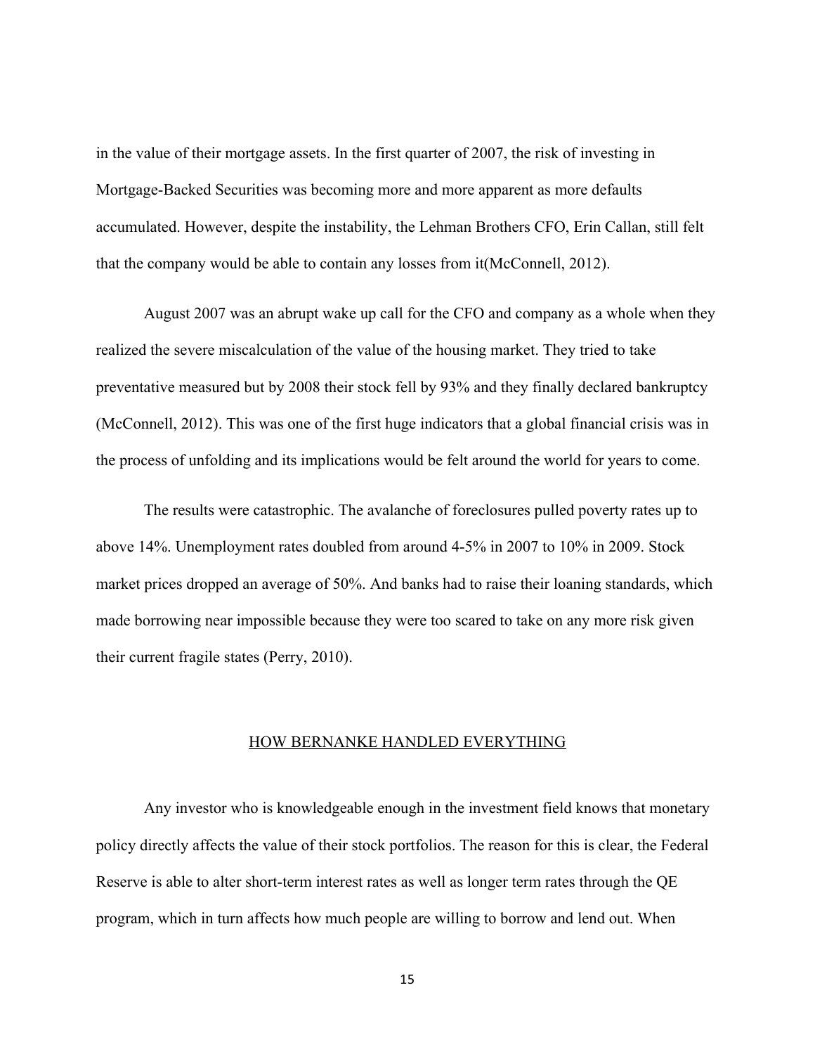in the value of their mortgage assets. In the first quarter of 2007, the risk of investing in Mortgage-Backed Securities was becoming more and more apparent as more defaults accumulated. However, despite the instability, the Lehman Brothers CFO, Erin Callan, still felt that the company would be able to contain any losses from it(McConnell, 2012).

August 2007 was an abrupt wake up call for the CFO and company as a whole when they realized the severe miscalculation of the value of the housing market. They tried to take preventative measured but by 2008 their stock fell by 93% and they finally declared bankruptcy (McConnell, 2012). This was one of the first huge indicators that a global financial crisis was in the process of unfolding and its implications would be felt around the world for years to come.

The results were catastrophic. The avalanche of foreclosures pulled poverty rates up to above 14%. Unemployment rates doubled from around 4-5% in 2007 to 10% in 2009. Stock market prices dropped an average of 50%. And banks had to raise their loaning standards, which made borrowing near impossible because they were too scared to take on any more risk given their current fragile states (Perry, 2010).

## HOW BERNANKE HANDLED EVERYTHING

Any investor who is knowledgeable enough in the investment field knows that monetary policy directly affects the value of their stock portfolios. The reason for this is clear, the Federal Reserve is able to alter short-term interest rates as well as longer term rates through the QE program, which in turn affects how much people are willing to borrow and lend out. When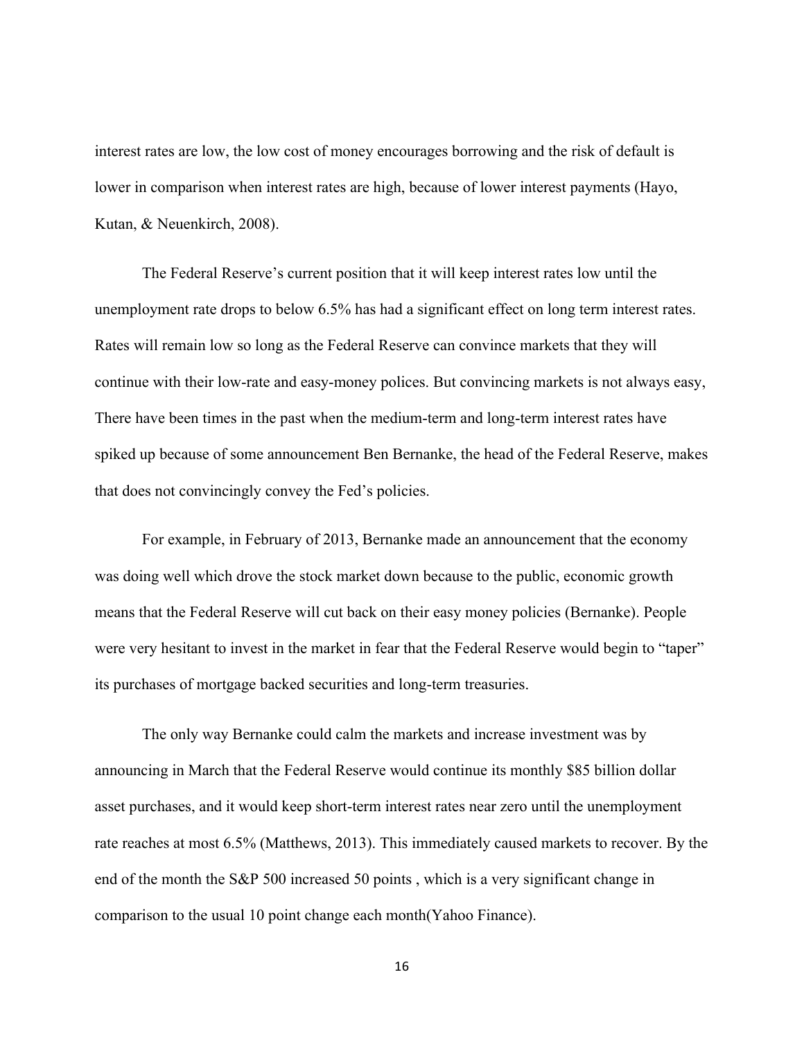interest rates are low, the low cost of money encourages borrowing and the risk of default is lower in comparison when interest rates are high, because of lower interest payments (Hayo, Kutan, & Neuenkirch, 2008).

The Federal Reserve's current position that it will keep interest rates low until the unemployment rate drops to below 6.5% has had a significant effect on long term interest rates. Rates will remain low so long as the Federal Reserve can convince markets that they will continue with their low-rate and easy-money polices. But convincing markets is not always easy, There have been times in the past when the medium-term and long-term interest rates have spiked up because of some announcement Ben Bernanke, the head of the Federal Reserve, makes that does not convincingly convey the Fed's policies.

For example, in February of 2013, Bernanke made an announcement that the economy was doing well which drove the stock market down because to the public, economic growth means that the Federal Reserve will cut back on their easy money policies (Bernanke). People were very hesitant to invest in the market in fear that the Federal Reserve would begin to "taper" its purchases of mortgage backed securities and long-term treasuries.

The only way Bernanke could calm the markets and increase investment was by announcing in March that the Federal Reserve would continue its monthly $85 billion dollar asset purchases, and it would keep short-term interest rates near zero until the unemployment rate reaches at most 6.5% (Matthews, 2013). This immediately caused markets to recover. By the end of the month the S&P 500 increased 50 points , which is a very significant change in comparison to the usual 10 point change each month(Yahoo Finance).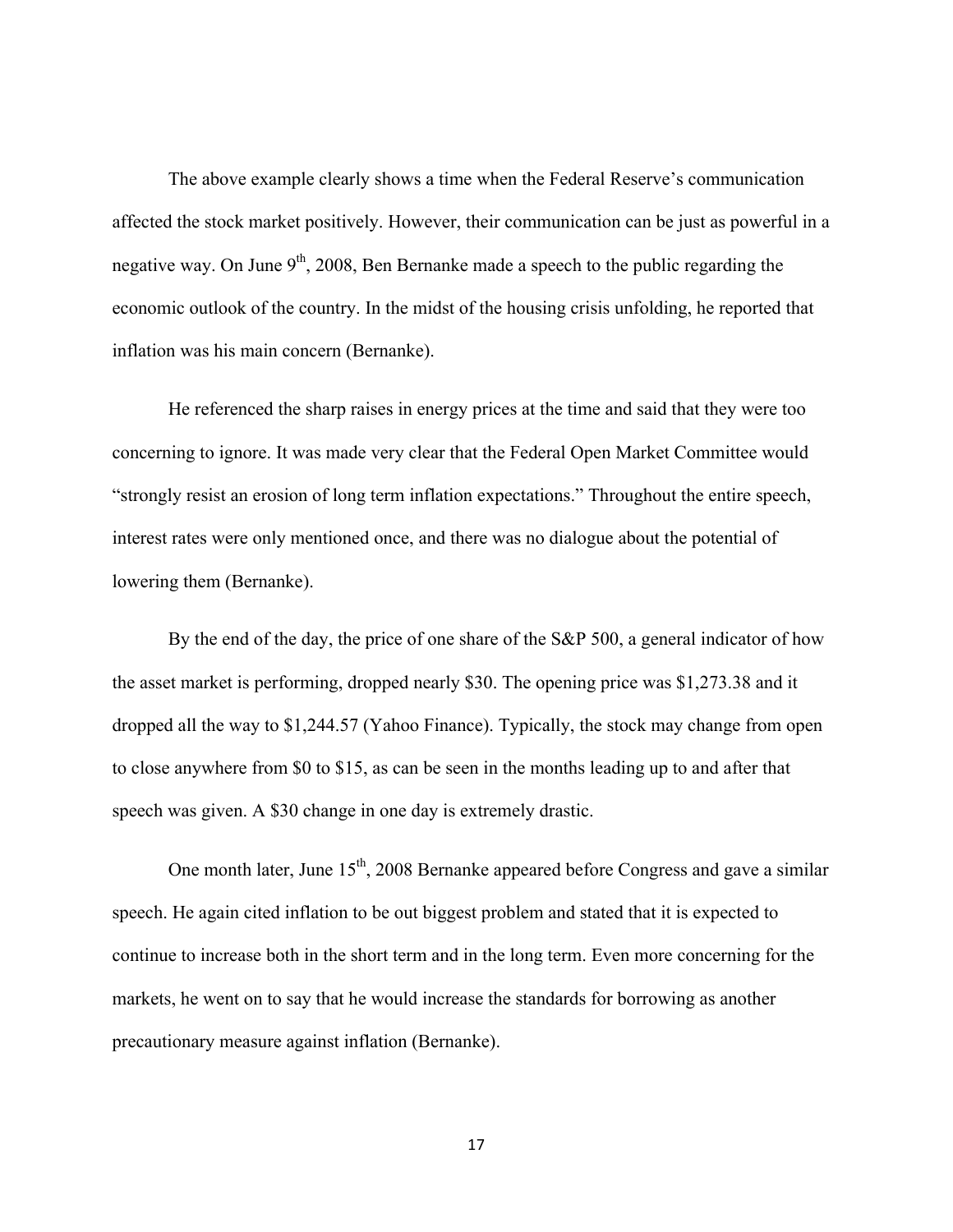The above example clearly shows a time when the Federal Reserve's communication affected the stock market positively. However, their communication can be just as powerful in a negative way. On June 9th, 2008, Ben Bernanke made a speech to the public regarding the economic outlook of the country. In the midst of the housing crisis unfolding, he reported that inflation was his main concern (Bernanke).

He referenced the sharp raises in energy prices at the time and said that they were too concerning to ignore. It was made very clear that the Federal Open Market Committee would "strongly resist an erosion of long term inflation expectations." Throughout the entire speech, interest rates were only mentioned once, and there was no dialogue about the potential of lowering them (Bernanke).

By the end of the day, the price of one share of the S&P 500, a general indicator of how the asset market is performing, dropped nearly $30. The opening price was $1,273.38 and it dropped all the way to $1,244.57 (Yahoo Finance). Typically, the stock may change from open to close anywhere from $0 to $15, as can be seen in the months leading up to and after that speech was given. A $30 change in one day is extremely drastic.

One month later, June 15th, 2008 Bernanke appeared before Congress and gave a similar speech. He again cited inflation to be out biggest problem and stated that it is expected to continue to increase both in the short term and in the long term. Even more concerning for the markets, he went on to say that he would increase the standards for borrowing as another precautionary measure against inflation (Bernanke).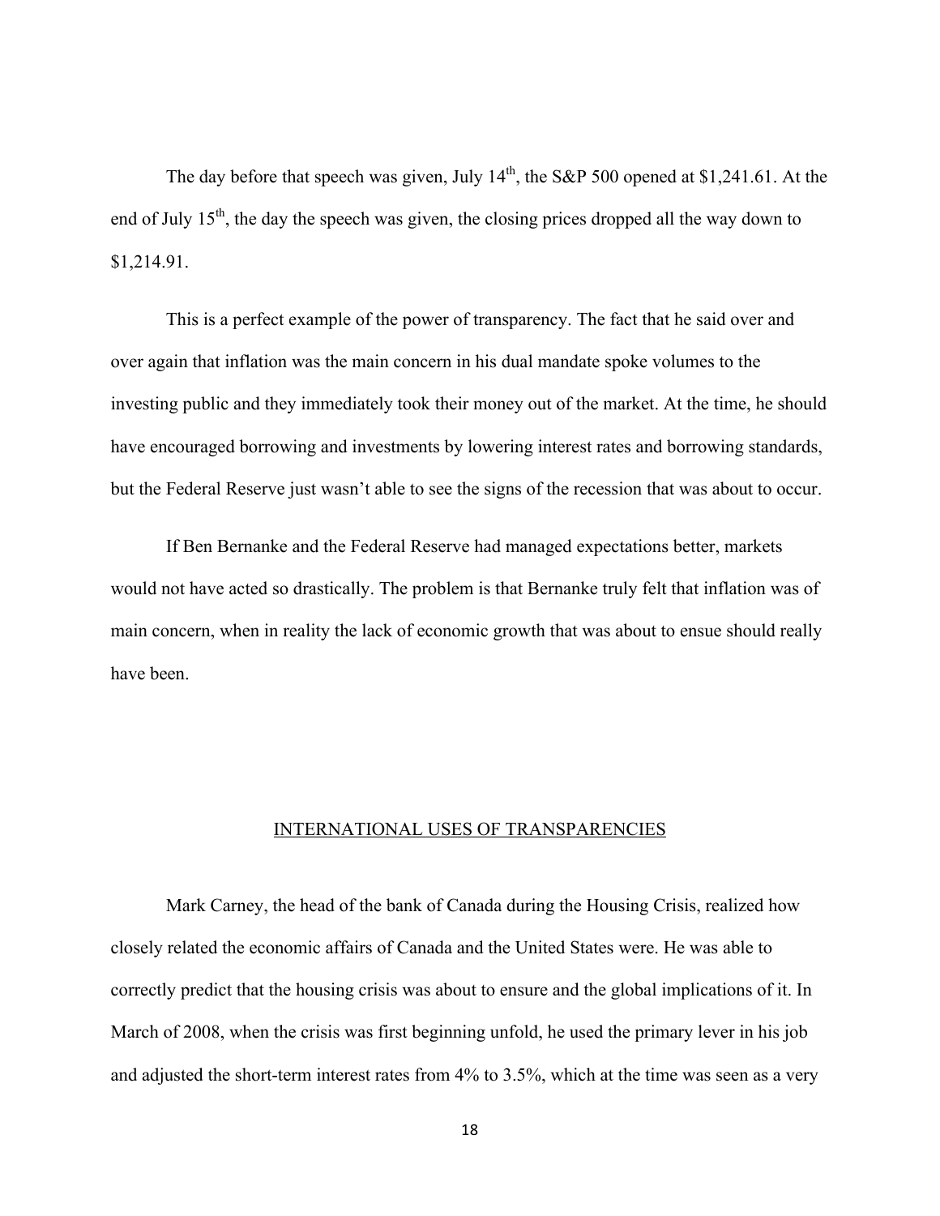The day before that speech was given, July 14th, the S&P 500 opened at $1,241.61. At the end of July 15th, the day the speech was given, the closing prices dropped all the way down to $1,214.91.

This is a perfect example of the power of transparency. The fact that he said over and over again that inflation was the main concern in his dual mandate spoke volumes to the investing public and they immediately took their money out of the market. At the time, he should have encouraged borrowing and investments by lowering interest rates and borrowing standards, but the Federal Reserve just wasn't able to see the signs of the recession that was about to occur.

If Ben Bernanke and the Federal Reserve had managed expectations better, markets would not have acted so drastically. The problem is that Bernanke truly felt that inflation was of main concern, when in reality the lack of economic growth that was about to ensue should really have been.

## INTERNATIONAL USES OF TRANSPARENCIES

Mark Carney, the head of the bank of Canada during the Housing Crisis, realized how closely related the economic affairs of Canada and the United States were. He was able to correctly predict that the housing crisis was about to ensure and the global implications of it. In March of 2008, when the crisis was first beginning unfold, he used the primary lever in his job and adjusted the short-term interest rates from 4% to 3.5%, which at the time was seen as a very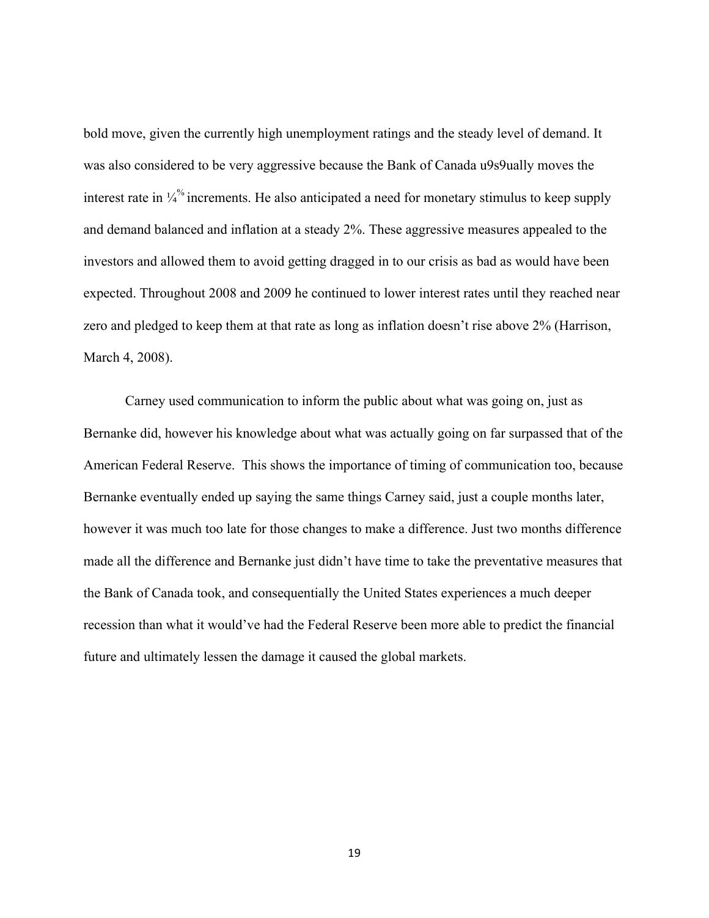bold move, given the currently high unemployment ratings and the steady level of demand. It was also considered to be very aggressive because the Bank of Canada u9s9ually moves the interest rate in ¼% increments. He also anticipated a need for monetary stimulus to keep supply and demand balanced and inflation at a steady 2%. These aggressive measures appealed to the investors and allowed them to avoid getting dragged in to our crisis as bad as would have been expected. Throughout 2008 and 2009 he continued to lower interest rates until they reached near zero and pledged to keep them at that rate as long as inflation doesn't rise above 2% (Harrison, March 4, 2008).

Carney used communication to inform the public about what was going on, just as Bernanke did, however his knowledge about what was actually going on far surpassed that of the American Federal Reserve. This shows the importance of timing of communication too, because Bernanke eventually ended up saying the same things Carney said, just a couple months later, however it was much too late for those changes to make a difference. Just two months difference made all the difference and Bernanke just didn't have time to take the preventative measures that the Bank of Canada took, and consequentially the United States experiences a much deeper recession than what it would've had the Federal Reserve been more able to predict the financial future and ultimately lessen the damage it caused the global markets.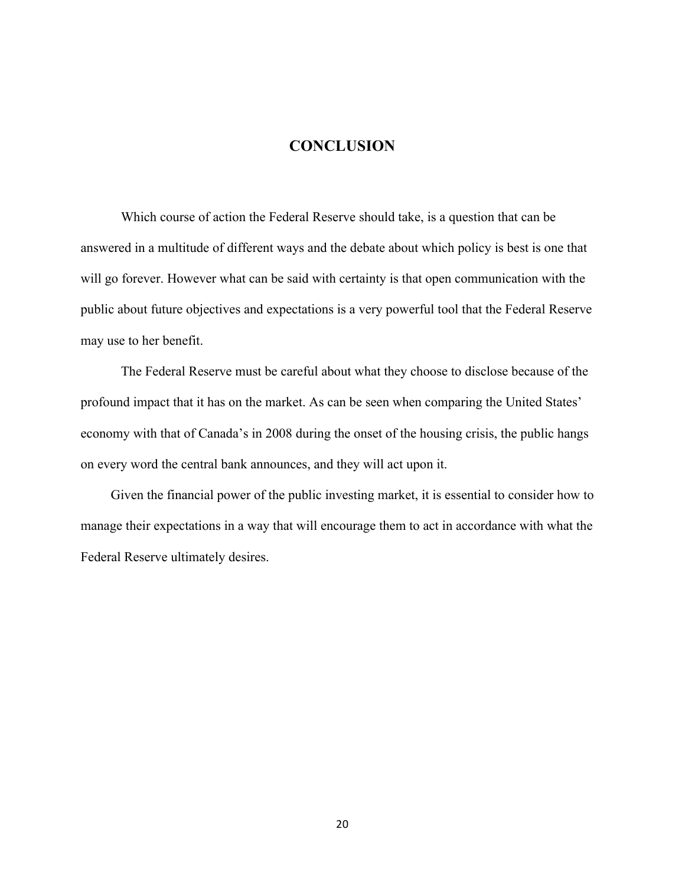# CONCLUSION

Which course of action the Federal Reserve should take, is a question that can be answered in a multitude of different ways and the debate about which policy is best is one that will go forever. However what can be said with certainty is that open communication with the public about future objectives and expectations is a very powerful tool that the Federal Reserve may use to her benefit.

The Federal Reserve must be careful about what they choose to disclose because of the profound impact that it has on the market. As can be seen when comparing the United States' economy with that of Canada's in 2008 during the onset of the housing crisis, the public hangs on every word the central bank announces, and they will act upon it.

Given the financial power of the public investing market, it is essential to consider how to manage their expectations in a way that will encourage them to act in accordance with what the Federal Reserve ultimately desires.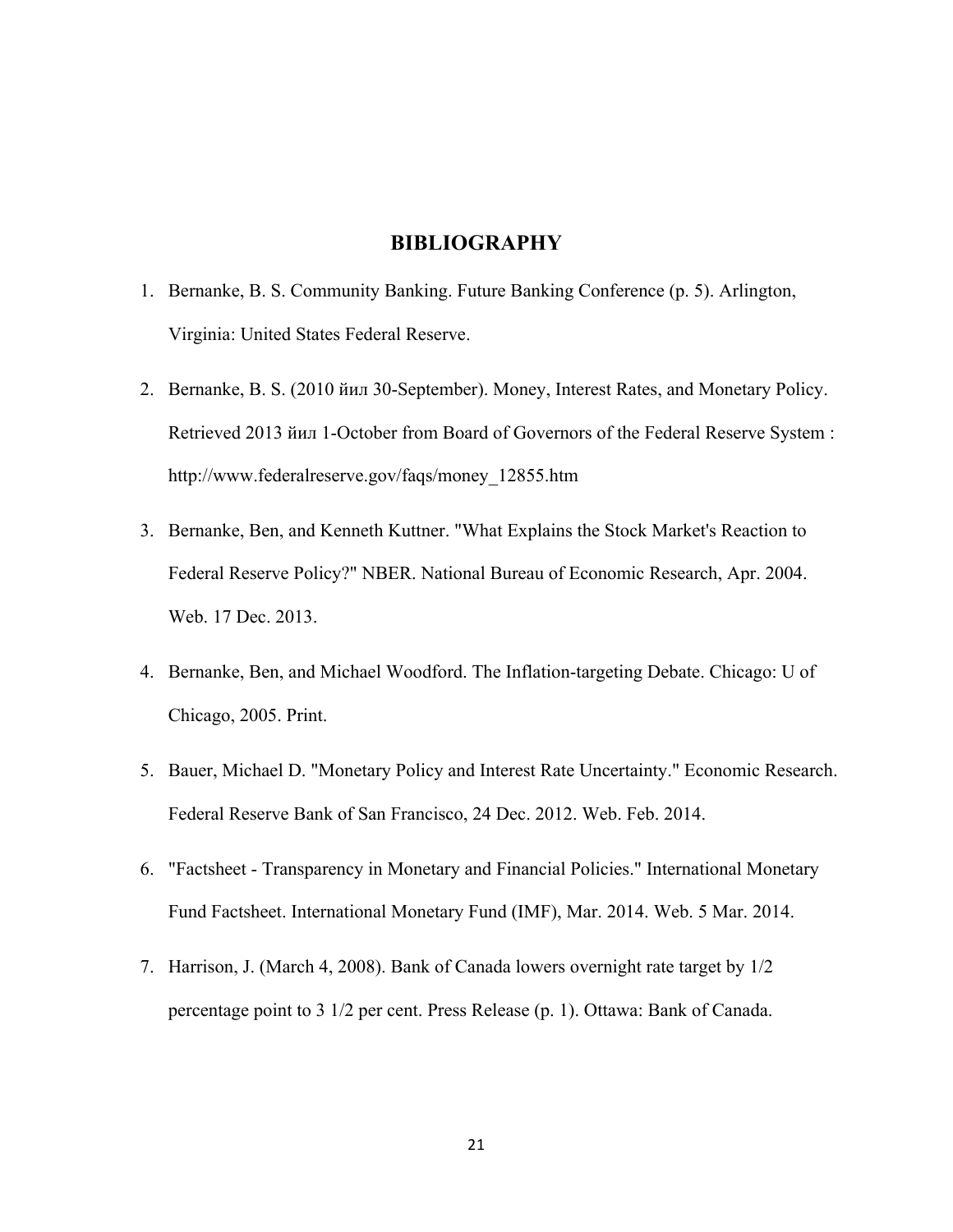## BIBLIOGRAPHY

1. Bernanke, B. S. Community Banking. Future Banking Conference (p. 5). Arlington, Virginia: United States Federal Reserve.
2. Bernanke, B. S. (2010 йил 30-September). Money, Interest Rates, and Monetary Policy. Retrieved 2013 йил 1-October from Board of Governors of the Federal Reserve System : http://www.federalreserve.gov/faqs/money_12855.htm
3. Bernanke, Ben, and Kenneth Kuttner. "What Explains the Stock Market's Reaction to Federal Reserve Policy?" NBER. National Bureau of Economic Research, Apr. 2004. Web. 17 Dec. 2013.
4. Bernanke, Ben, and Michael Woodford. The Inflation-targeting Debate. Chicago: U of Chicago, 2005. Print.
5. Bauer, Michael D. "Monetary Policy and Interest Rate Uncertainty." Economic Research. Federal Reserve Bank of San Francisco, 24 Dec. 2012. Web. Feb. 2014.
6. "Factsheet - Transparency in Monetary and Financial Policies." International Monetary Fund Factsheet. International Monetary Fund (IMF), Mar. 2014. Web. 5 Mar. 2014.
7. Harrison, J. (March 4, 2008). Bank of Canada lowers overnight rate target by 1/2 percentage point to 3 1/2 per cent. Press Release (p. 1). Ottawa: Bank of Canada.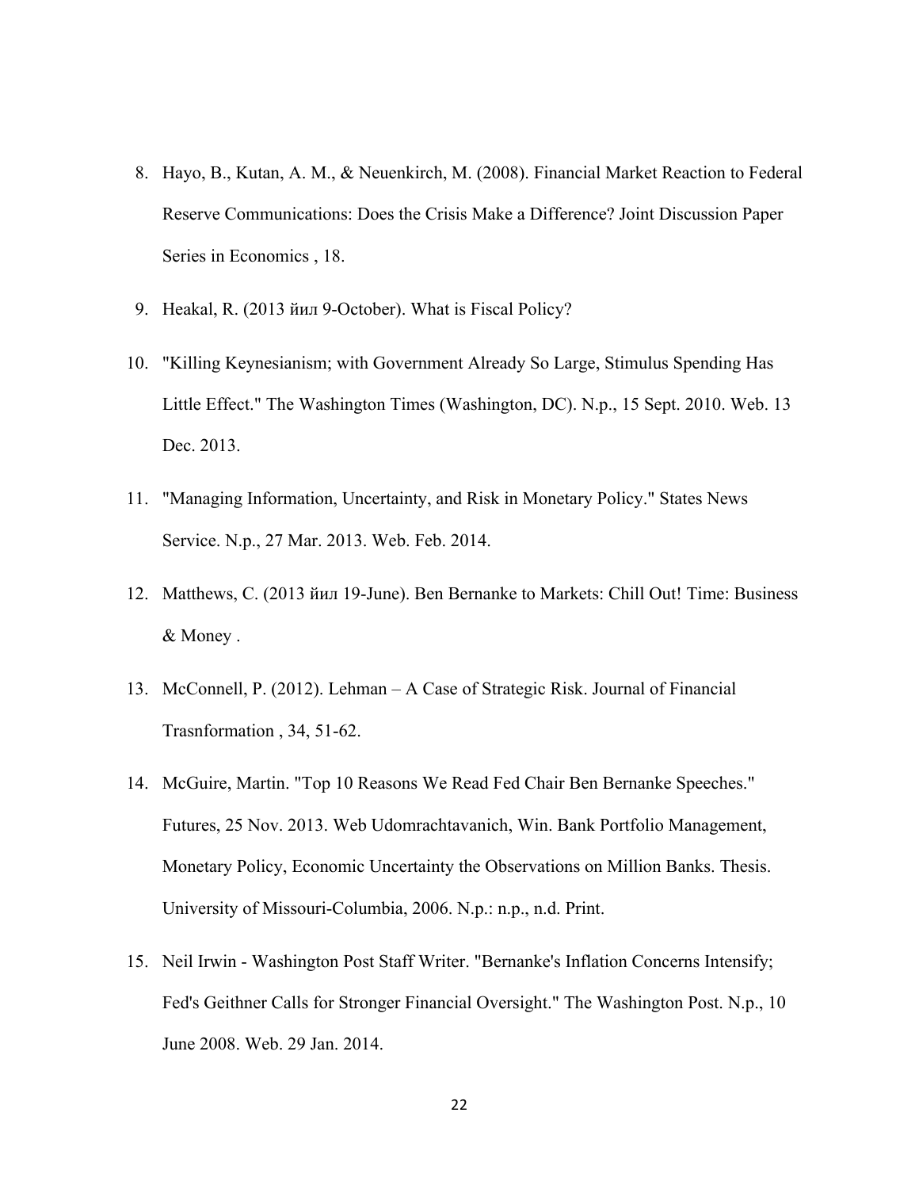8. Hayo, B., Kutan, A. M., & Neuenkirch, M. (2008). Financial Market Reaction to Federal Reserve Communications: Does the Crisis Make a Difference? Joint Discussion Paper Series in Economics , 18.
9. Heakal, R. (2013 йил 9-October). What is Fiscal Policy?
10. "Killing Keynesianism; with Government Already So Large, Stimulus Spending Has Little Effect." The Washington Times (Washington, DC). N.p., 15 Sept. 2010. Web. 13 Dec. 2013.
11. "Managing Information, Uncertainty, and Risk in Monetary Policy." States News Service. N.p., 27 Mar. 2013. Web. Feb. 2014.
12. Matthews, C. (2013 йил 19-June). Ben Bernanke to Markets: Chill Out! Time: Business & Money .
13. McConnell, P. (2012). Lehman – A Case of Strategic Risk. Journal of Financial Trasnformation , 34, 51-62.
14. McGuire, Martin. "Top 10 Reasons We Read Fed Chair Ben Bernanke Speeches." Futures, 25 Nov. 2013. Web Udomrachtavanich, Win. Bank Portfolio Management, Monetary Policy, Economic Uncertainty the Observations on Million Banks. Thesis. University of Missouri-Columbia, 2006. N.p.: n.p., n.d. Print.
15. Neil Irwin - Washington Post Staff Writer. "Bernanke's Inflation Concerns Intensify; Fed's Geithner Calls for Stronger Financial Oversight." The Washington Post. N.p., 10 June 2008. Web. 29 Jan. 2014.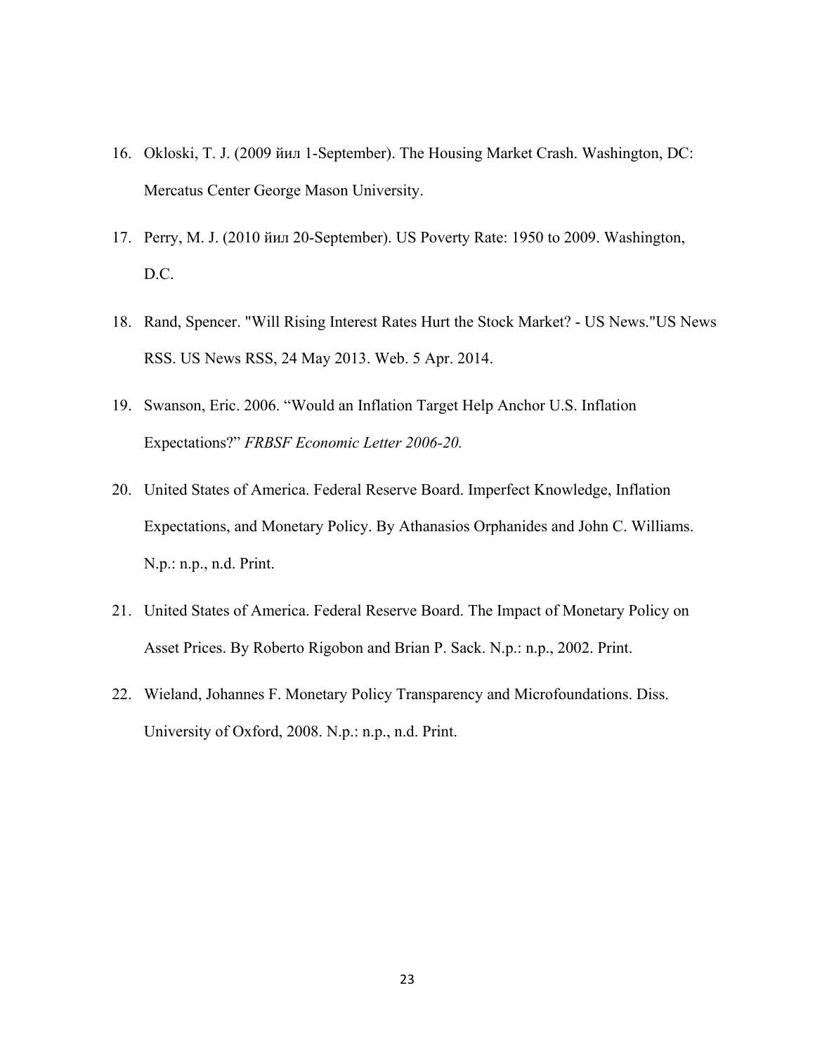16. Okloski, T. J. (2009 йил 1-September). The Housing Market Crash. Washington, DC: Mercatus Center George Mason University.
17. Perry, M. J. (2010 йил 20-September). US Poverty Rate: 1950 to 2009. Washington, D.C.
18. Rand, Spencer. "Will Rising Interest Rates Hurt the Stock Market? - US News."US News RSS. US News RSS, 24 May 2013. Web. 5 Apr. 2014.
19. Swanson, Eric. 2006. "Would an Inflation Target Help Anchor U.S. Inflation Expectations?" *FRBSF Economic Letter 2006-20.*
20. United States of America. Federal Reserve Board. Imperfect Knowledge, Inflation Expectations, and Monetary Policy. By Athanasios Orphanides and John C. Williams. N.p.: n.p., n.d. Print.
21. United States of America. Federal Reserve Board. The Impact of Monetary Policy on Asset Prices. By Roberto Rigobon and Brian P. Sack. N.p.: n.p., 2002. Print.
22. Wieland, Johannes F. Monetary Policy Transparency and Microfoundations. Diss. University of Oxford, 2008. N.p.: n.p., n.d. Print.